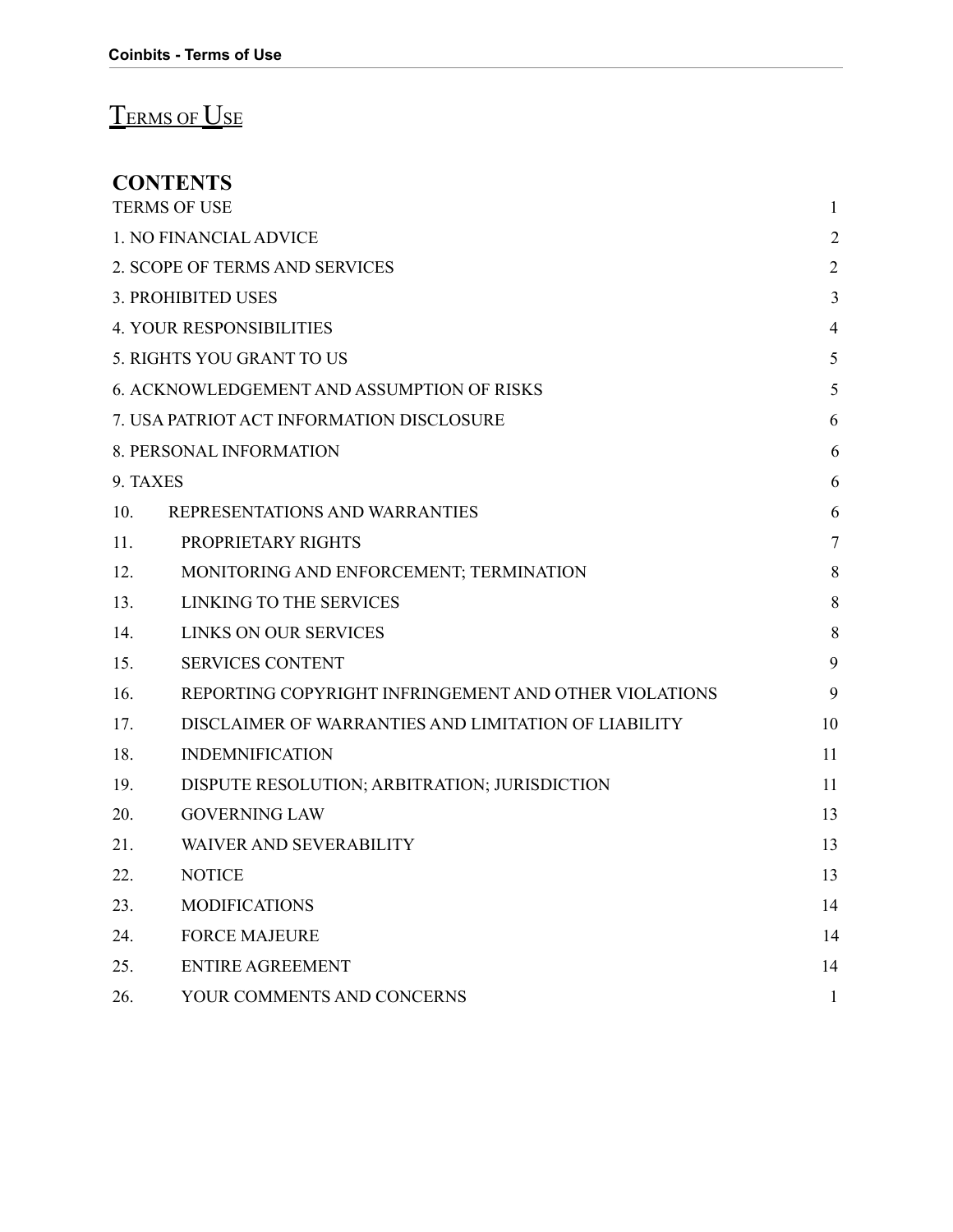# Terms of Use

## CONTENTS

| | |
|---|---|
| TERMS OF USE | 1 |
| 1. NO FINANCIAL ADVICE | 2 |
| 2. SCOPE OF TERMS AND SERVICES | 2 |
| 3. PROHIBITED USES | 3 |
| 4. YOUR RESPONSIBILITIES | 4 |
| 5. RIGHTS YOU GRANT TO US | 5 |
| 6. ACKNOWLEDGEMENT AND ASSUMPTION OF RISKS | 5 |
| 7. USA PATRIOT ACT INFORMATION DISCLOSURE | 6 |
| 8. PERSONAL INFORMATION | 6 |
| 9. TAXES | 6 |
| 10. REPRESENTATIONS AND WARRANTIES | 6 |
| 11. PROPRIETARY RIGHTS | 7 |
| 12. MONITORING AND ENFORCEMENT; TERMINATION | 8 |
| 13. LINKING TO THE SERVICES | 8 |
| 14. LINKS ON OUR SERVICES | 8 |
| 15. SERVICES CONTENT | 9 |
| 16. REPORTING COPYRIGHT INFRINGEMENT AND OTHER VIOLATIONS | 9 |
| 17. DISCLAIMER OF WARRANTIES AND LIMITATION OF LIABILITY | 10 |
| 18. INDEMNIFICATION | 11 |
| 19. DISPUTE RESOLUTION; ARBITRATION; JURISDICTION | 11 |
| 20. GOVERNING LAW | 13 |
| 21. WAIVER AND SEVERABILITY | 13 |
| 22. NOTICE | 13 |
| 23. MODIFICATIONS | 14 |
| 24. FORCE MAJEURE | 14 |
| 25. ENTIRE AGREEMENT | 14 |
| 26. YOUR COMMENTS AND CONCERNS | 1 |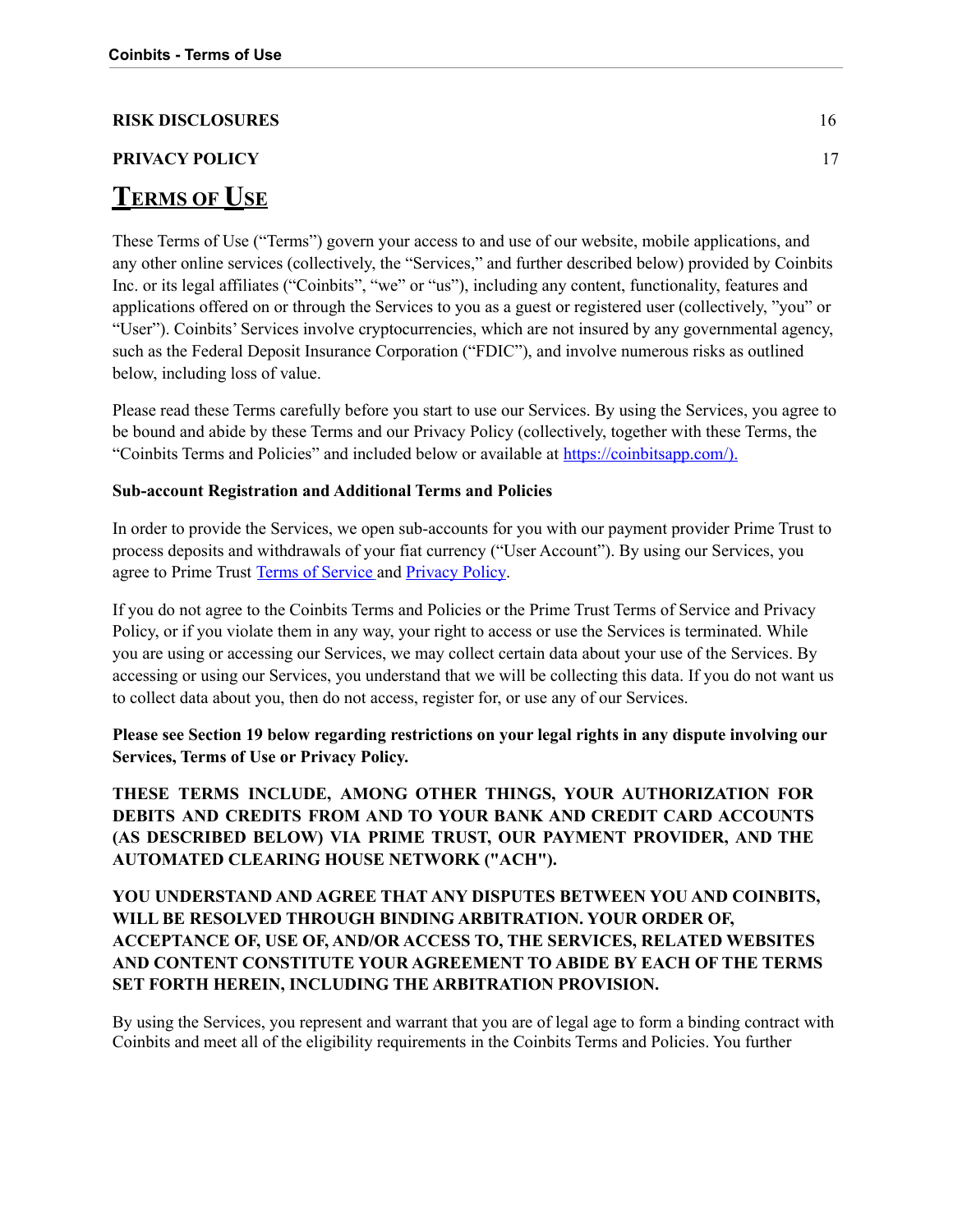**RISK DISCLOSURES** 16

**PRIVACY POLICY** 17

# TERMS OF USE

These Terms of Use ("Terms") govern your access to and use of our website, mobile applications, and any other online services (collectively, the "Services," and further described below) provided by Coinbits Inc. or its legal affiliates ("Coinbits", "we" or "us"), including any content, functionality, features and applications offered on or through the Services to you as a guest or registered user (collectively, "you" or "User"). Coinbits' Services involve cryptocurrencies, which are not insured by any governmental agency, such as the Federal Deposit Insurance Corporation ("FDIC"), and involve numerous risks as outlined below, including loss of value.

Please read these Terms carefully before you start to use our Services. By using the Services, you agree to be bound and abide by these Terms and our Privacy Policy (collectively, together with these Terms, the "Coinbits Terms and Policies" and included below or available at [https://coinbitsapp.com/).](https://coinbitsapp.com/)

**Sub-account Registration and Additional Terms and Policies**

In order to provide the Services, we open sub-accounts for you with our payment provider Prime Trust to process deposits and withdrawals of your fiat currency ("User Account"). By using our Services, you agree to Prime Trust [Terms of Service](#) and [Privacy Policy](#).

If you do not agree to the Coinbits Terms and Policies or the Prime Trust Terms of Service and Privacy Policy, or if you violate them in any way, your right to access or use the Services is terminated. While you are using or accessing our Services, we may collect certain data about your use of the Services. By accessing or using our Services, you understand that we will be collecting this data. If you do not want us to collect data about you, then do not access, register for, or use any of our Services.

**Please see Section 19 below regarding restrictions on your legal rights in any dispute involving our Services, Terms of Use or Privacy Policy.**

**THESE TERMS INCLUDE, AMONG OTHER THINGS, YOUR AUTHORIZATION FOR DEBITS AND CREDITS FROM AND TO YOUR BANK AND CREDIT CARD ACCOUNTS (AS DESCRIBED BELOW) VIA PRIME TRUST, OUR PAYMENT PROVIDER, AND THE AUTOMATED CLEARING HOUSE NETWORK ("ACH").**

**YOU UNDERSTAND AND AGREE THAT ANY DISPUTES BETWEEN YOU AND COINBITS, WILL BE RESOLVED THROUGH BINDING ARBITRATION. YOUR ORDER OF, ACCEPTANCE OF, USE OF, AND/OR ACCESS TO, THE SERVICES, RELATED WEBSITES AND CONTENT CONSTITUTE YOUR AGREEMENT TO ABIDE BY EACH OF THE TERMS SET FORTH HEREIN, INCLUDING THE ARBITRATION PROVISION.**

By using the Services, you represent and warrant that you are of legal age to form a binding contract with Coinbits and meet all of the eligibility requirements in the Coinbits Terms and Policies. You further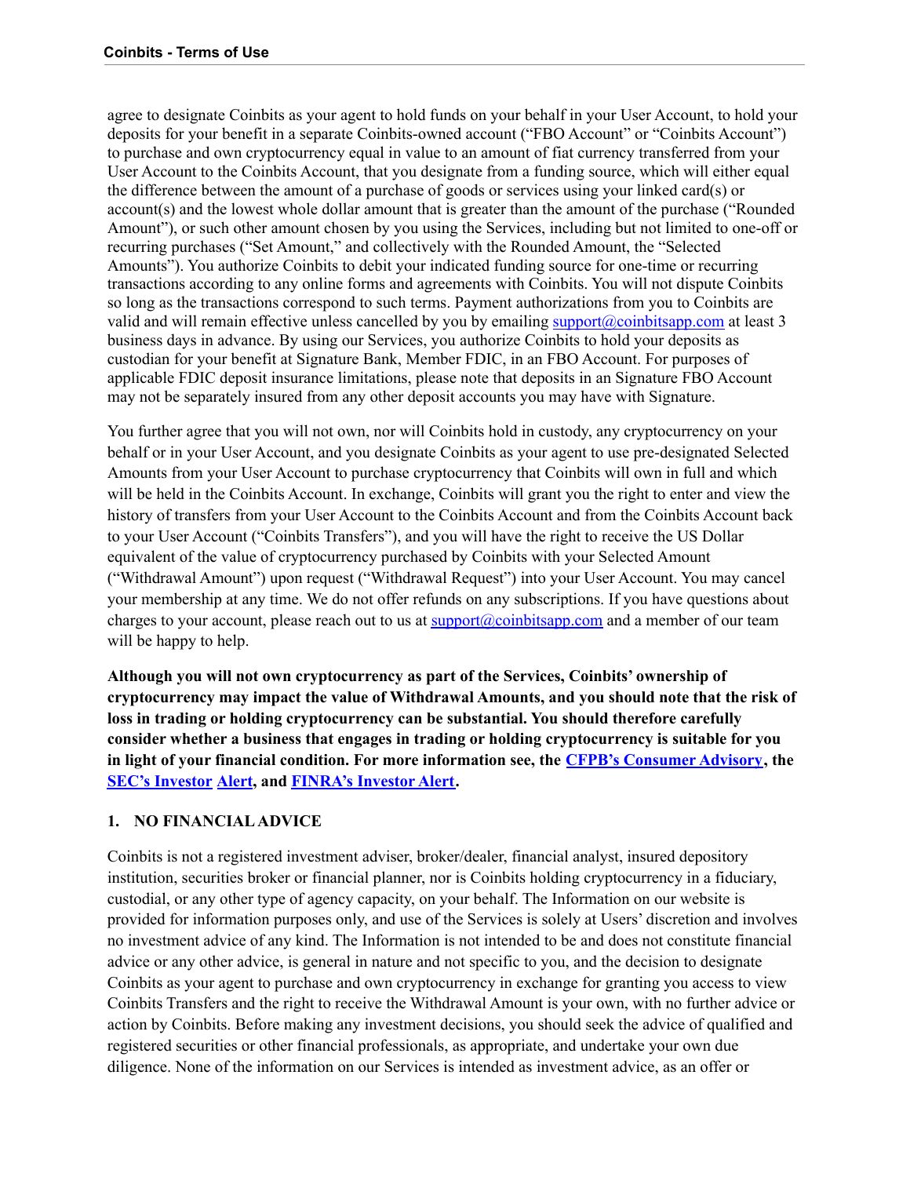agree to designate Coinbits as your agent to hold funds on your behalf in your User Account, to hold your deposits for your benefit in a separate Coinbits-owned account ("FBO Account" or "Coinbits Account") to purchase and own cryptocurrency equal in value to an amount of fiat currency transferred from your User Account to the Coinbits Account, that you designate from a funding source, which will either equal the difference between the amount of a purchase of goods or services using your linked card(s) or account(s) and the lowest whole dollar amount that is greater than the amount of the purchase ("Rounded Amount"), or such other amount chosen by you using the Services, including but not limited to one-off or recurring purchases ("Set Amount," and collectively with the Rounded Amount, the "Selected Amounts"). You authorize Coinbits to debit your indicated funding source for one-time or recurring transactions according to any online forms and agreements with Coinbits. You will not dispute Coinbits so long as the transactions correspond to such terms. Payment authorizations from you to Coinbits are valid and will remain effective unless cancelled by you by emailing support@coinbitsapp.com at least 3 business days in advance. By using our Services, you authorize Coinbits to hold your deposits as custodian for your benefit at Signature Bank, Member FDIC, in an FBO Account. For purposes of applicable FDIC deposit insurance limitations, please note that deposits in an Signature FBO Account may not be separately insured from any other deposit accounts you may have with Signature.

You further agree that you will not own, nor will Coinbits hold in custody, any cryptocurrency on your behalf or in your User Account, and you designate Coinbits as your agent to use pre-designated Selected Amounts from your User Account to purchase cryptocurrency that Coinbits will own in full and which will be held in the Coinbits Account. In exchange, Coinbits will grant you the right to enter and view the history of transfers from your User Account to the Coinbits Account and from the Coinbits Account back to your User Account ("Coinbits Transfers"), and you will have the right to receive the US Dollar equivalent of the value of cryptocurrency purchased by Coinbits with your Selected Amount ("Withdrawal Amount") upon request ("Withdrawal Request") into your User Account. You may cancel your membership at any time. We do not offer refunds on any subscriptions. If you have questions about charges to your account, please reach out to us at support@coinbitsapp.com and a member of our team will be happy to help.

**Although you will not own cryptocurrency as part of the Services, Coinbits' ownership of cryptocurrency may impact the value of Withdrawal Amounts, and you should note that the risk of loss in trading or holding cryptocurrency can be substantial. You should therefore carefully consider whether a business that engages in trading or holding cryptocurrency is suitable for you in light of your financial condition. For more information see, the CFPB's Consumer Advisory, the SEC's Investor Alert, and FINRA's Investor Alert.**

## 1. NO FINANCIAL ADVICE

Coinbits is not a registered investment adviser, broker/dealer, financial analyst, insured depository institution, securities broker or financial planner, nor is Coinbits holding cryptocurrency in a fiduciary, custodial, or any other type of agency capacity, on your behalf. The Information on our website is provided for information purposes only, and use of the Services is solely at Users' discretion and involves no investment advice of any kind. The Information is not intended to be and does not constitute financial advice or any other advice, is general in nature and not specific to you, and the decision to designate Coinbits as your agent to purchase and own cryptocurrency in exchange for granting you access to view Coinbits Transfers and the right to receive the Withdrawal Amount is your own, with no further advice or action by Coinbits. Before making any investment decisions, you should seek the advice of qualified and registered securities or other financial professionals, as appropriate, and undertake your own due diligence. None of the information on our Services is intended as investment advice, as an offer or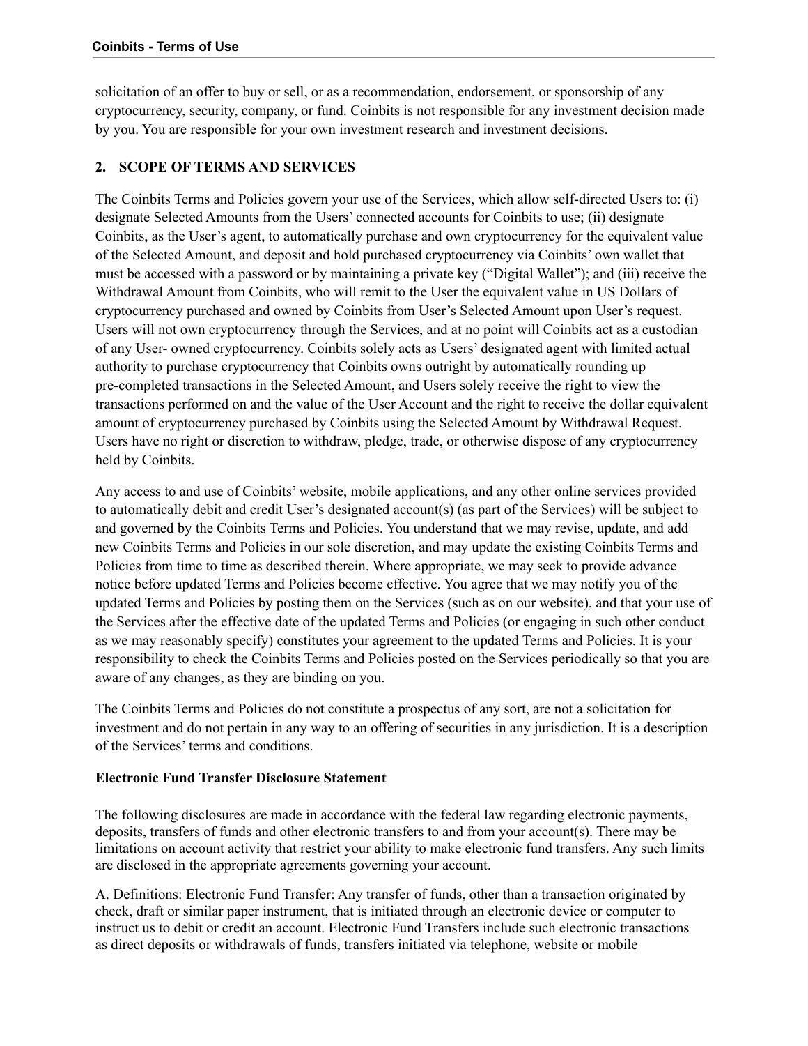solicitation of an offer to buy or sell, or as a recommendation, endorsement, or sponsorship of any cryptocurrency, security, company, or fund. Coinbits is not responsible for any investment decision made by you. You are responsible for your own investment research and investment decisions.

## 2. SCOPE OF TERMS AND SERVICES

The Coinbits Terms and Policies govern your use of the Services, which allow self-directed Users to: (i) designate Selected Amounts from the Users' connected accounts for Coinbits to use; (ii) designate Coinbits, as the User's agent, to automatically purchase and own cryptocurrency for the equivalent value of the Selected Amount, and deposit and hold purchased cryptocurrency via Coinbits' own wallet that must be accessed with a password or by maintaining a private key ("Digital Wallet"); and (iii) receive the Withdrawal Amount from Coinbits, who will remit to the User the equivalent value in US Dollars of cryptocurrency purchased and owned by Coinbits from User's Selected Amount upon User's request. Users will not own cryptocurrency through the Services, and at no point will Coinbits act as a custodian of any User- owned cryptocurrency. Coinbits solely acts as Users' designated agent with limited actual authority to purchase cryptocurrency that Coinbits owns outright by automatically rounding up pre-completed transactions in the Selected Amount, and Users solely receive the right to view the transactions performed on and the value of the User Account and the right to receive the dollar equivalent amount of cryptocurrency purchased by Coinbits using the Selected Amount by Withdrawal Request. Users have no right or discretion to withdraw, pledge, trade, or otherwise dispose of any cryptocurrency held by Coinbits.

Any access to and use of Coinbits' website, mobile applications, and any other online services provided to automatically debit and credit User's designated account(s) (as part of the Services) will be subject to and governed by the Coinbits Terms and Policies. You understand that we may revise, update, and add new Coinbits Terms and Policies in our sole discretion, and may update the existing Coinbits Terms and Policies from time to time as described therein. Where appropriate, we may seek to provide advance notice before updated Terms and Policies become effective. You agree that we may notify you of the updated Terms and Policies by posting them on the Services (such as on our website), and that your use of the Services after the effective date of the updated Terms and Policies (or engaging in such other conduct as we may reasonably specify) constitutes your agreement to the updated Terms and Policies. It is your responsibility to check the Coinbits Terms and Policies posted on the Services periodically so that you are aware of any changes, as they are binding on you.

The Coinbits Terms and Policies do not constitute a prospectus of any sort, are not a solicitation for investment and do not pertain in any way to an offering of securities in any jurisdiction. It is a description of the Services' terms and conditions.

**Electronic Fund Transfer Disclosure Statement**

The following disclosures are made in accordance with the federal law regarding electronic payments, deposits, transfers of funds and other electronic transfers to and from your account(s). There may be limitations on account activity that restrict your ability to make electronic fund transfers. Any such limits are disclosed in the appropriate agreements governing your account.

A. Definitions: Electronic Fund Transfer: Any transfer of funds, other than a transaction originated by check, draft or similar paper instrument, that is initiated through an electronic device or computer to instruct us to debit or credit an account. Electronic Fund Transfers include such electronic transactions as direct deposits or withdrawals of funds, transfers initiated via telephone, website or mobile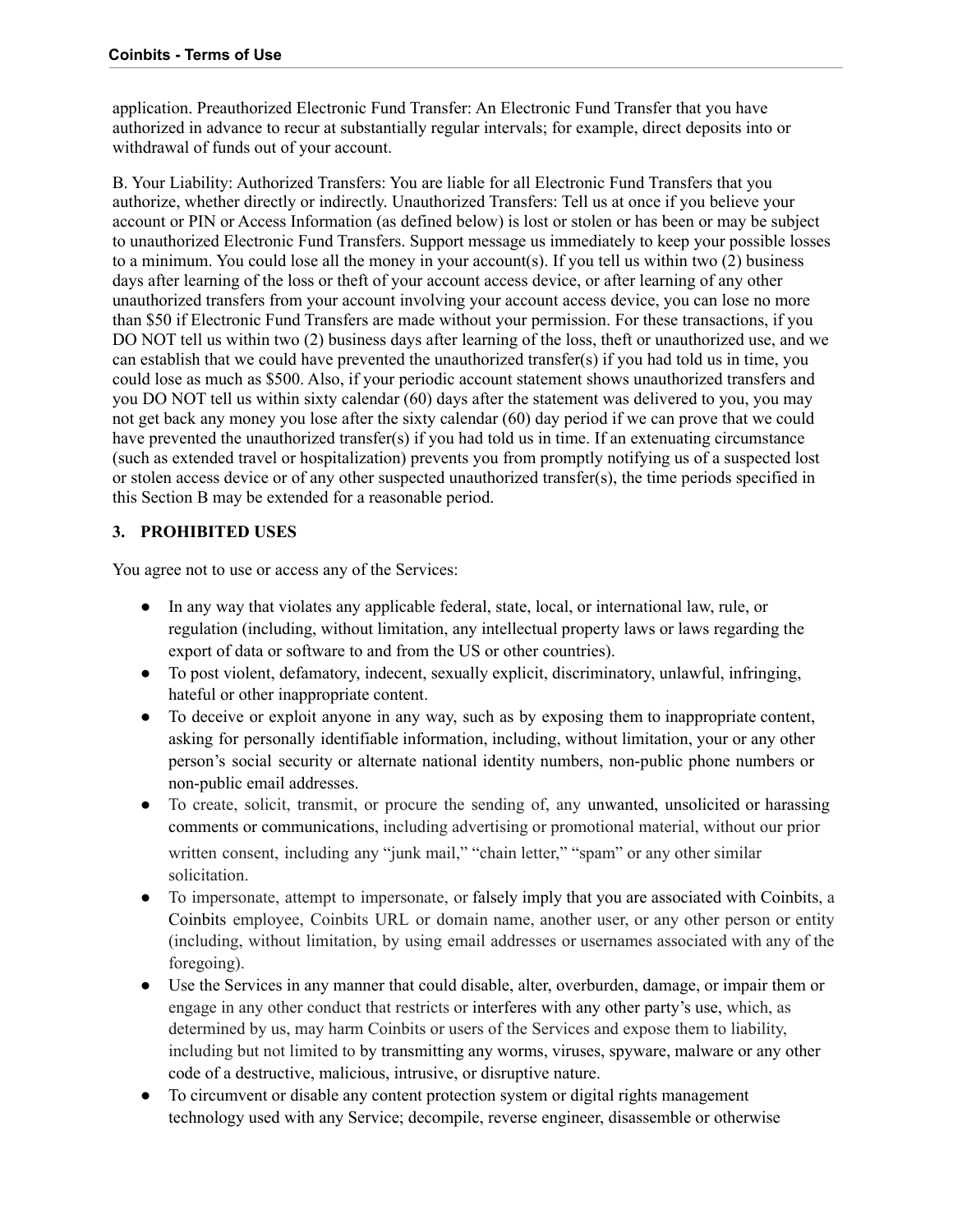application. Preauthorized Electronic Fund Transfer: An Electronic Fund Transfer that you have authorized in advance to recur at substantially regular intervals; for example, direct deposits into or withdrawal of funds out of your account.

B. Your Liability: Authorized Transfers: You are liable for all Electronic Fund Transfers that you authorize, whether directly or indirectly. Unauthorized Transfers: Tell us at once if you believe your account or PIN or Access Information (as defined below) is lost or stolen or has been or may be subject to unauthorized Electronic Fund Transfers. Support message us immediately to keep your possible losses to a minimum. You could lose all the money in your account(s). If you tell us within two (2) business days after learning of the loss or theft of your account access device, or after learning of any other unauthorized transfers from your account involving your account access device, you can lose no more than $50 if Electronic Fund Transfers are made without your permission. For these transactions, if you DO NOT tell us within two (2) business days after learning of the loss, theft or unauthorized use, and we can establish that we could have prevented the unauthorized transfer(s) if you had told us in time, you could lose as much as $500. Also, if your periodic account statement shows unauthorized transfers and you DO NOT tell us within sixty calendar (60) days after the statement was delivered to you, you may not get back any money you lose after the sixty calendar (60) day period if we can prove that we could have prevented the unauthorized transfer(s) if you had told us in time. If an extenuating circumstance (such as extended travel or hospitalization) prevents you from promptly notifying us of a suspected lost or stolen access device or of any other suspected unauthorized transfer(s), the time periods specified in this Section B may be extended for a reasonable period.

## 3. PROHIBITED USES

You agree not to use or access any of the Services:

- In any way that violates any applicable federal, state, local, or international law, rule, or regulation (including, without limitation, any intellectual property laws or laws regarding the export of data or software to and from the US or other countries).
- To post violent, defamatory, indecent, sexually explicit, discriminatory, unlawful, infringing, hateful or other inappropriate content.
- To deceive or exploit anyone in any way, such as by exposing them to inappropriate content, asking for personally identifiable information, including, without limitation, your or any other person's social security or alternate national identity numbers, non-public phone numbers or non-public email addresses.
- To create, solicit, transmit, or procure the sending of, any unwanted, unsolicited or harassing comments or communications, including advertising or promotional material, without our prior written consent, including any "junk mail," "chain letter," "spam" or any other similar solicitation.
- To impersonate, attempt to impersonate, or falsely imply that you are associated with Coinbits, a Coinbits employee, Coinbits URL or domain name, another user, or any other person or entity (including, without limitation, by using email addresses or usernames associated with any of the foregoing).
- Use the Services in any manner that could disable, alter, overburden, damage, or impair them or engage in any other conduct that restricts or interferes with any other party's use, which, as determined by us, may harm Coinbits or users of the Services and expose them to liability, including but not limited to by transmitting any worms, viruses, spyware, malware or any other code of a destructive, malicious, intrusive, or disruptive nature.
- To circumvent or disable any content protection system or digital rights management technology used with any Service; decompile, reverse engineer, disassemble or otherwise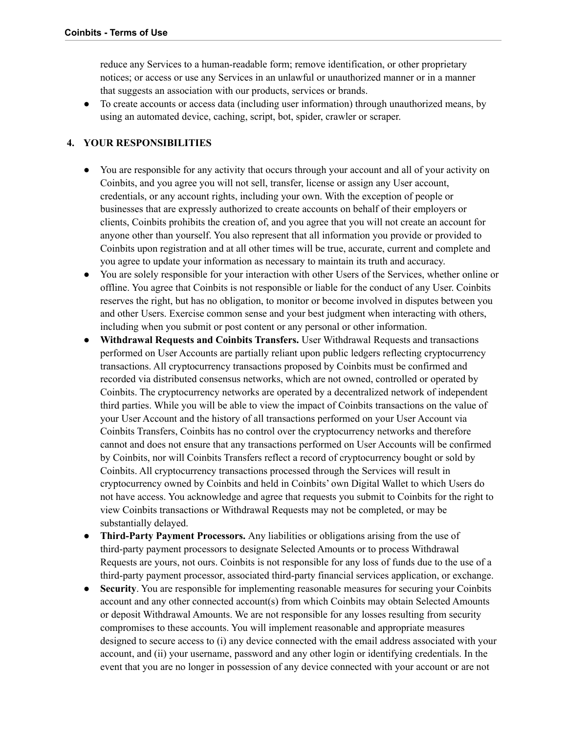reduce any Services to a human-readable form; remove identification, or other proprietary notices; or access or use any Services in an unlawful or unauthorized manner or in a manner that suggests an association with our products, services or brands.

- To create accounts or access data (including user information) through unauthorized means, by using an automated device, caching, script, bot, spider, crawler or scraper.

## 4. YOUR RESPONSIBILITIES

- You are responsible for any activity that occurs through your account and all of your activity on Coinbits, and you agree you will not sell, transfer, license or assign any User account, credentials, or any account rights, including your own. With the exception of people or businesses that are expressly authorized to create accounts on behalf of their employers or clients, Coinbits prohibits the creation of, and you agree that you will not create an account for anyone other than yourself. You also represent that all information you provide or provided to Coinbits upon registration and at all other times will be true, accurate, current and complete and you agree to update your information as necessary to maintain its truth and accuracy.
- You are solely responsible for your interaction with other Users of the Services, whether online or offline. You agree that Coinbits is not responsible or liable for the conduct of any User. Coinbits reserves the right, but has no obligation, to monitor or become involved in disputes between you and other Users. Exercise common sense and your best judgment when interacting with others, including when you submit or post content or any personal or other information.
- **Withdrawal Requests and Coinbits Transfers.** User Withdrawal Requests and transactions performed on User Accounts are partially reliant upon public ledgers reflecting cryptocurrency transactions. All cryptocurrency transactions proposed by Coinbits must be confirmed and recorded via distributed consensus networks, which are not owned, controlled or operated by Coinbits. The cryptocurrency networks are operated by a decentralized network of independent third parties. While you will be able to view the impact of Coinbits transactions on the value of your User Account and the history of all transactions performed on your User Account via Coinbits Transfers, Coinbits has no control over the cryptocurrency networks and therefore cannot and does not ensure that any transactions performed on User Accounts will be confirmed by Coinbits, nor will Coinbits Transfers reflect a record of cryptocurrency bought or sold by Coinbits. All cryptocurrency transactions processed through the Services will result in cryptocurrency owned by Coinbits and held in Coinbits' own Digital Wallet to which Users do not have access. You acknowledge and agree that requests you submit to Coinbits for the right to view Coinbits transactions or Withdrawal Requests may not be completed, or may be substantially delayed.
- **Third-Party Payment Processors.** Any liabilities or obligations arising from the use of third-party payment processors to designate Selected Amounts or to process Withdrawal Requests are yours, not ours. Coinbits is not responsible for any loss of funds due to the use of a third-party payment processor, associated third-party financial services application, or exchange.
- **Security**. You are responsible for implementing reasonable measures for securing your Coinbits account and any other connected account(s) from which Coinbits may obtain Selected Amounts or deposit Withdrawal Amounts. We are not responsible for any losses resulting from security compromises to these accounts. You will implement reasonable and appropriate measures designed to secure access to (i) any device connected with the email address associated with your account, and (ii) your username, password and any other login or identifying credentials. In the event that you are no longer in possession of any device connected with your account or are not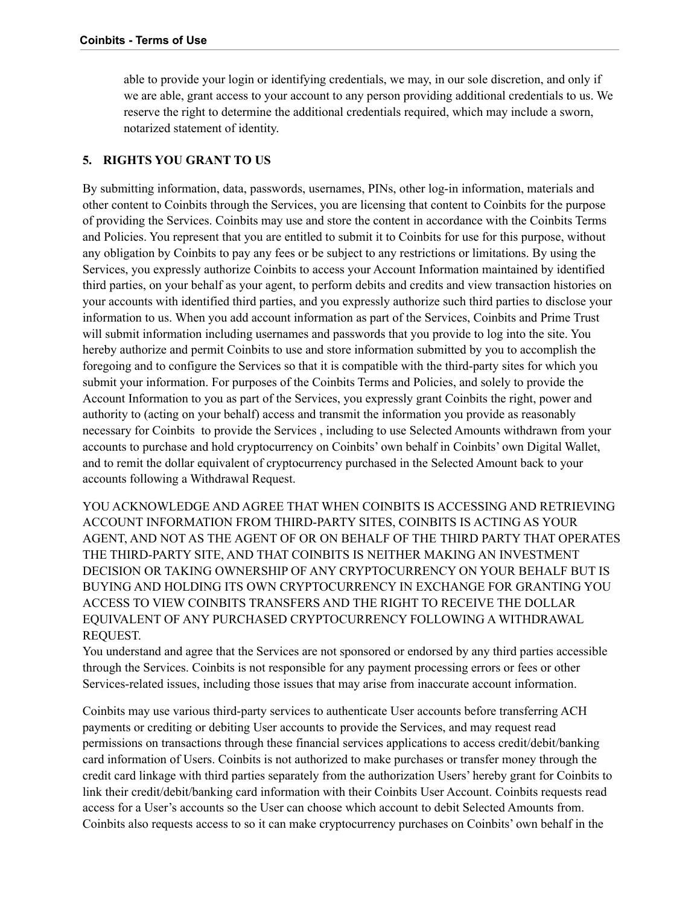able to provide your login or identifying credentials, we may, in our sole discretion, and only if we are able, grant access to your account to any person providing additional credentials to us. We reserve the right to determine the additional credentials required, which may include a sworn, notarized statement of identity.

## 5. RIGHTS YOU GRANT TO US

By submitting information, data, passwords, usernames, PINs, other log-in information, materials and other content to Coinbits through the Services, you are licensing that content to Coinbits for the purpose of providing the Services. Coinbits may use and store the content in accordance with the Coinbits Terms and Policies. You represent that you are entitled to submit it to Coinbits for use for this purpose, without any obligation by Coinbits to pay any fees or be subject to any restrictions or limitations. By using the Services, you expressly authorize Coinbits to access your Account Information maintained by identified third parties, on your behalf as your agent, to perform debits and credits and view transaction histories on your accounts with identified third parties, and you expressly authorize such third parties to disclose your information to us. When you add account information as part of the Services, Coinbits and Prime Trust will submit information including usernames and passwords that you provide to log into the site. You hereby authorize and permit Coinbits to use and store information submitted by you to accomplish the foregoing and to configure the Services so that it is compatible with the third-party sites for which you submit your information. For purposes of the Coinbits Terms and Policies, and solely to provide the Account Information to you as part of the Services, you expressly grant Coinbits the right, power and authority to (acting on your behalf) access and transmit the information you provide as reasonably necessary for Coinbits to provide the Services , including to use Selected Amounts withdrawn from your accounts to purchase and hold cryptocurrency on Coinbits' own behalf in Coinbits' own Digital Wallet, and to remit the dollar equivalent of cryptocurrency purchased in the Selected Amount back to your accounts following a Withdrawal Request.

YOU ACKNOWLEDGE AND AGREE THAT WHEN COINBITS IS ACCESSING AND RETRIEVING ACCOUNT INFORMATION FROM THIRD-PARTY SITES, COINBITS IS ACTING AS YOUR AGENT, AND NOT AS THE AGENT OF OR ON BEHALF OF THE THIRD PARTY THAT OPERATES THE THIRD-PARTY SITE, AND THAT COINBITS IS NEITHER MAKING AN INVESTMENT DECISION OR TAKING OWNERSHIP OF ANY CRYPTOCURRENCY ON YOUR BEHALF BUT IS BUYING AND HOLDING ITS OWN CRYPTOCURRENCY IN EXCHANGE FOR GRANTING YOU ACCESS TO VIEW COINBITS TRANSFERS AND THE RIGHT TO RECEIVE THE DOLLAR EQUIVALENT OF ANY PURCHASED CRYPTOCURRENCY FOLLOWING A WITHDRAWAL REQUEST.

You understand and agree that the Services are not sponsored or endorsed by any third parties accessible through the Services. Coinbits is not responsible for any payment processing errors or fees or other Services-related issues, including those issues that may arise from inaccurate account information.

Coinbits may use various third-party services to authenticate User accounts before transferring ACH payments or crediting or debiting User accounts to provide the Services, and may request read permissions on transactions through these financial services applications to access credit/debit/banking card information of Users. Coinbits is not authorized to make purchases or transfer money through the credit card linkage with third parties separately from the authorization Users' hereby grant for Coinbits to link their credit/debit/banking card information with their Coinbits User Account. Coinbits requests read access for a User's accounts so the User can choose which account to debit Selected Amounts from. Coinbits also requests access to so it can make cryptocurrency purchases on Coinbits' own behalf in the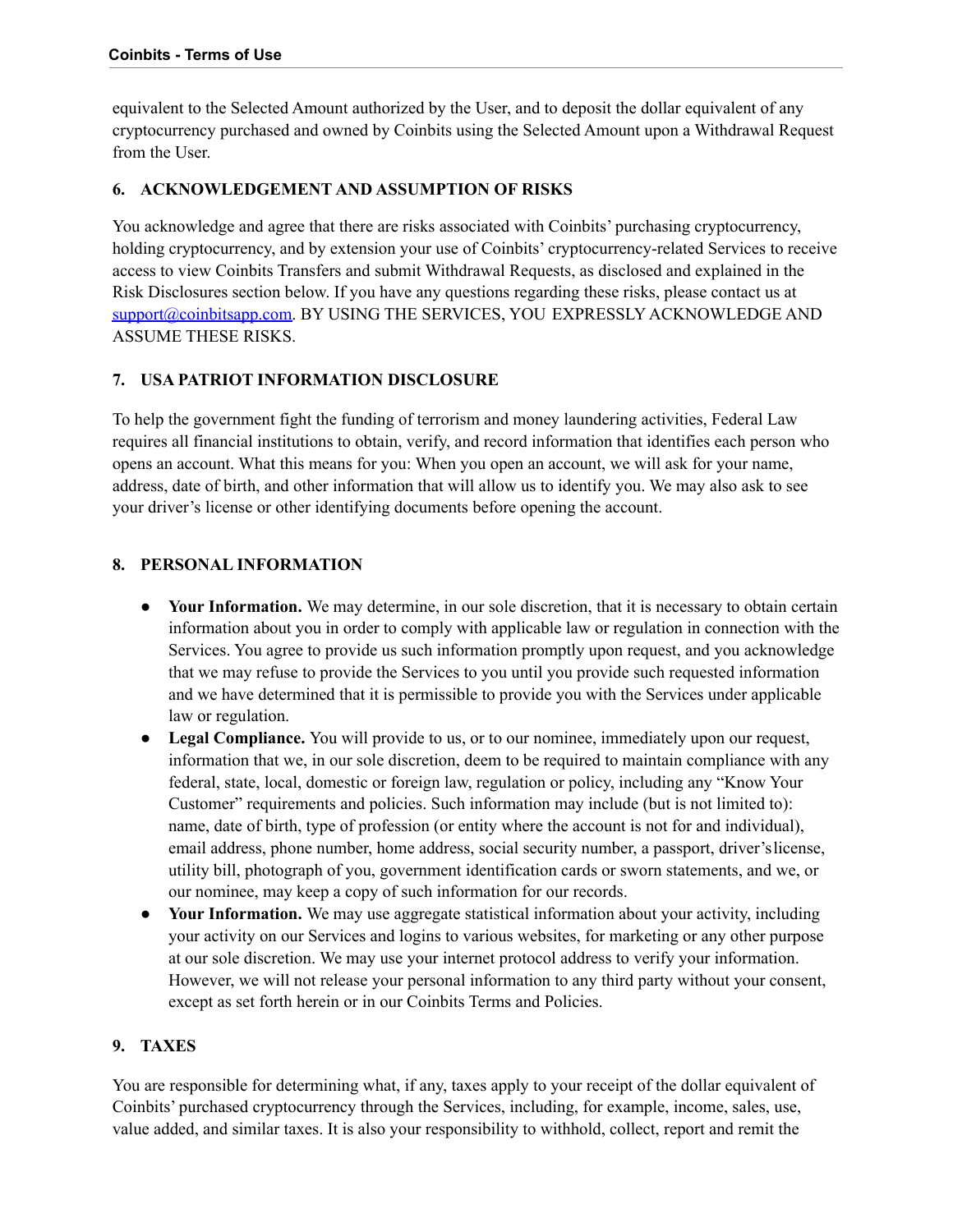equivalent to the Selected Amount authorized by the User, and to deposit the dollar equivalent of any cryptocurrency purchased and owned by Coinbits using the Selected Amount upon a Withdrawal Request from the User.

## 6. ACKNOWLEDGEMENT AND ASSUMPTION OF RISKS

You acknowledge and agree that there are risks associated with Coinbits' purchasing cryptocurrency, holding cryptocurrency, and by extension your use of Coinbits' cryptocurrency-related Services to receive access to view Coinbits Transfers and submit Withdrawal Requests, as disclosed and explained in the Risk Disclosures section below. If you have any questions regarding these risks, please contact us at [support@coinbitsapp.com](mailto:support@coinbitsapp.com). BY USING THE SERVICES, YOU EXPRESSLY ACKNOWLEDGE AND ASSUME THESE RISKS.

## 7. USA PATRIOT INFORMATION DISCLOSURE

To help the government fight the funding of terrorism and money laundering activities, Federal Law requires all financial institutions to obtain, verify, and record information that identifies each person who opens an account. What this means for you: When you open an account, we will ask for your name, address, date of birth, and other information that will allow us to identify you. We may also ask to see your driver's license or other identifying documents before opening the account.

## 8. PERSONAL INFORMATION

- **Your Information.** We may determine, in our sole discretion, that it is necessary to obtain certain information about you in order to comply with applicable law or regulation in connection with the Services. You agree to provide us such information promptly upon request, and you acknowledge that we may refuse to provide the Services to you until you provide such requested information and we have determined that it is permissible to provide you with the Services under applicable law or regulation.
- **Legal Compliance.** You will provide to us, or to our nominee, immediately upon our request, information that we, in our sole discretion, deem to be required to maintain compliance with any federal, state, local, domestic or foreign law, regulation or policy, including any "Know Your Customer" requirements and policies. Such information may include (but is not limited to): name, date of birth, type of profession (or entity where the account is not for and individual), email address, phone number, home address, social security number, a passport, driver's license, utility bill, photograph of you, government identification cards or sworn statements, and we, or our nominee, may keep a copy of such information for our records.
- **Your Information.** We may use aggregate statistical information about your activity, including your activity on our Services and logins to various websites, for marketing or any other purpose at our sole discretion. We may use your internet protocol address to verify your information. However, we will not release your personal information to any third party without your consent, except as set forth herein or in our Coinbits Terms and Policies.

## 9. TAXES

You are responsible for determining what, if any, taxes apply to your receipt of the dollar equivalent of Coinbits' purchased cryptocurrency through the Services, including, for example, income, sales, use, value added, and similar taxes. It is also your responsibility to withhold, collect, report and remit the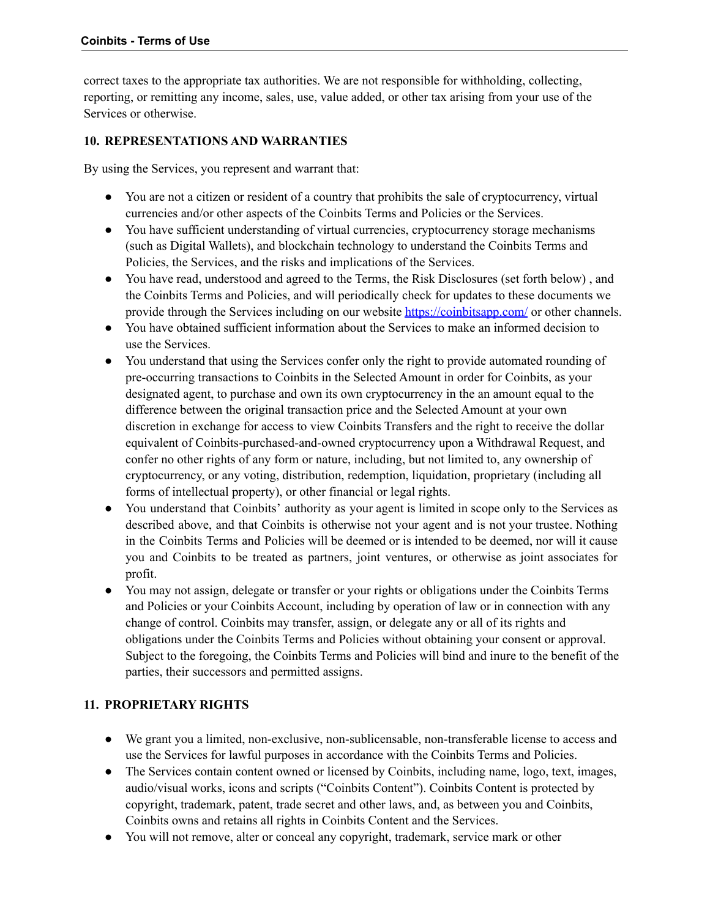correct taxes to the appropriate tax authorities. We are not responsible for withholding, collecting, reporting, or remitting any income, sales, use, value added, or other tax arising from your use of the Services or otherwise.

## 10. REPRESENTATIONS AND WARRANTIES

By using the Services, you represent and warrant that:

- You are not a citizen or resident of a country that prohibits the sale of cryptocurrency, virtual currencies and/or other aspects of the Coinbits Terms and Policies or the Services.
- You have sufficient understanding of virtual currencies, cryptocurrency storage mechanisms (such as Digital Wallets), and blockchain technology to understand the Coinbits Terms and Policies, the Services, and the risks and implications of the Services.
- You have read, understood and agreed to the Terms, the Risk Disclosures (set forth below) , and the Coinbits Terms and Policies, and will periodically check for updates to these documents we provide through the Services including on our website https://coinbitsapp.com/ or other channels.
- You have obtained sufficient information about the Services to make an informed decision to use the Services.
- You understand that using the Services confer only the right to provide automated rounding of pre-occurring transactions to Coinbits in the Selected Amount in order for Coinbits, as your designated agent, to purchase and own its own cryptocurrency in the an amount equal to the difference between the original transaction price and the Selected Amount at your own discretion in exchange for access to view Coinbits Transfers and the right to receive the dollar equivalent of Coinbits-purchased-and-owned cryptocurrency upon a Withdrawal Request, and confer no other rights of any form or nature, including, but not limited to, any ownership of cryptocurrency, or any voting, distribution, redemption, liquidation, proprietary (including all forms of intellectual property), or other financial or legal rights.
- You understand that Coinbits' authority as your agent is limited in scope only to the Services as described above, and that Coinbits is otherwise not your agent and is not your trustee. Nothing in the Coinbits Terms and Policies will be deemed or is intended to be deemed, nor will it cause you and Coinbits to be treated as partners, joint ventures, or otherwise as joint associates for profit.
- You may not assign, delegate or transfer or your rights or obligations under the Coinbits Terms and Policies or your Coinbits Account, including by operation of law or in connection with any change of control. Coinbits may transfer, assign, or delegate any or all of its rights and obligations under the Coinbits Terms and Policies without obtaining your consent or approval. Subject to the foregoing, the Coinbits Terms and Policies will bind and inure to the benefit of the parties, their successors and permitted assigns.

## 11. PROPRIETARY RIGHTS

- We grant you a limited, non-exclusive, non-sublicensable, non-transferable license to access and use the Services for lawful purposes in accordance with the Coinbits Terms and Policies.
- The Services contain content owned or licensed by Coinbits, including name, logo, text, images, audio/visual works, icons and scripts ("Coinbits Content"). Coinbits Content is protected by copyright, trademark, patent, trade secret and other laws, and, as between you and Coinbits, Coinbits owns and retains all rights in Coinbits Content and the Services.
- You will not remove, alter or conceal any copyright, trademark, service mark or other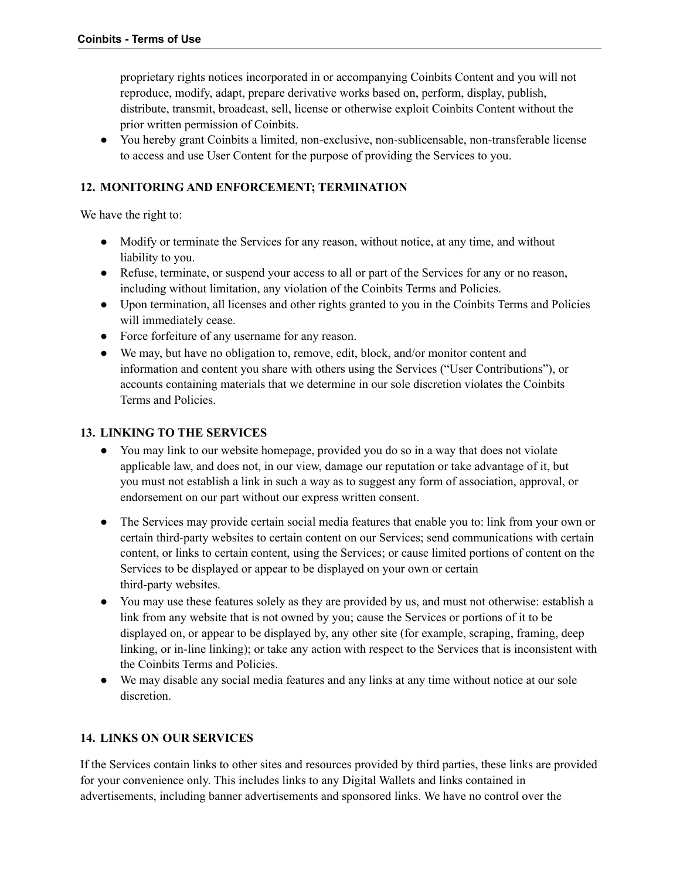proprietary rights notices incorporated in or accompanying Coinbits Content and you will not reproduce, modify, adapt, prepare derivative works based on, perform, display, publish, distribute, transmit, broadcast, sell, license or otherwise exploit Coinbits Content without the prior written permission of Coinbits.

- You hereby grant Coinbits a limited, non-exclusive, non-sublicensable, non-transferable license to access and use User Content for the purpose of providing the Services to you.

## 12. MONITORING AND ENFORCEMENT; TERMINATION

We have the right to:

- Modify or terminate the Services for any reason, without notice, at any time, and without liability to you.
- Refuse, terminate, or suspend your access to all or part of the Services for any or no reason, including without limitation, any violation of the Coinbits Terms and Policies.
- Upon termination, all licenses and other rights granted to you in the Coinbits Terms and Policies will immediately cease.
- Force forfeiture of any username for any reason.
- We may, but have no obligation to, remove, edit, block, and/or monitor content and information and content you share with others using the Services ("User Contributions"), or accounts containing materials that we determine in our sole discretion violates the Coinbits Terms and Policies.

## 13. LINKING TO THE SERVICES

- You may link to our website homepage, provided you do so in a way that does not violate applicable law, and does not, in our view, damage our reputation or take advantage of it, but you must not establish a link in such a way as to suggest any form of association, approval, or endorsement on our part without our express written consent.
- The Services may provide certain social media features that enable you to: link from your own or certain third-party websites to certain content on our Services; send communications with certain content, or links to certain content, using the Services; or cause limited portions of content on the Services to be displayed or appear to be displayed on your own or certain third-party websites.
- You may use these features solely as they are provided by us, and must not otherwise: establish a link from any website that is not owned by you; cause the Services or portions of it to be displayed on, or appear to be displayed by, any other site (for example, scraping, framing, deep linking, or in-line linking); or take any action with respect to the Services that is inconsistent with the Coinbits Terms and Policies.
- We may disable any social media features and any links at any time without notice at our sole discretion.

## 14. LINKS ON OUR SERVICES

If the Services contain links to other sites and resources provided by third parties, these links are provided for your convenience only. This includes links to any Digital Wallets and links contained in advertisements, including banner advertisements and sponsored links. We have no control over the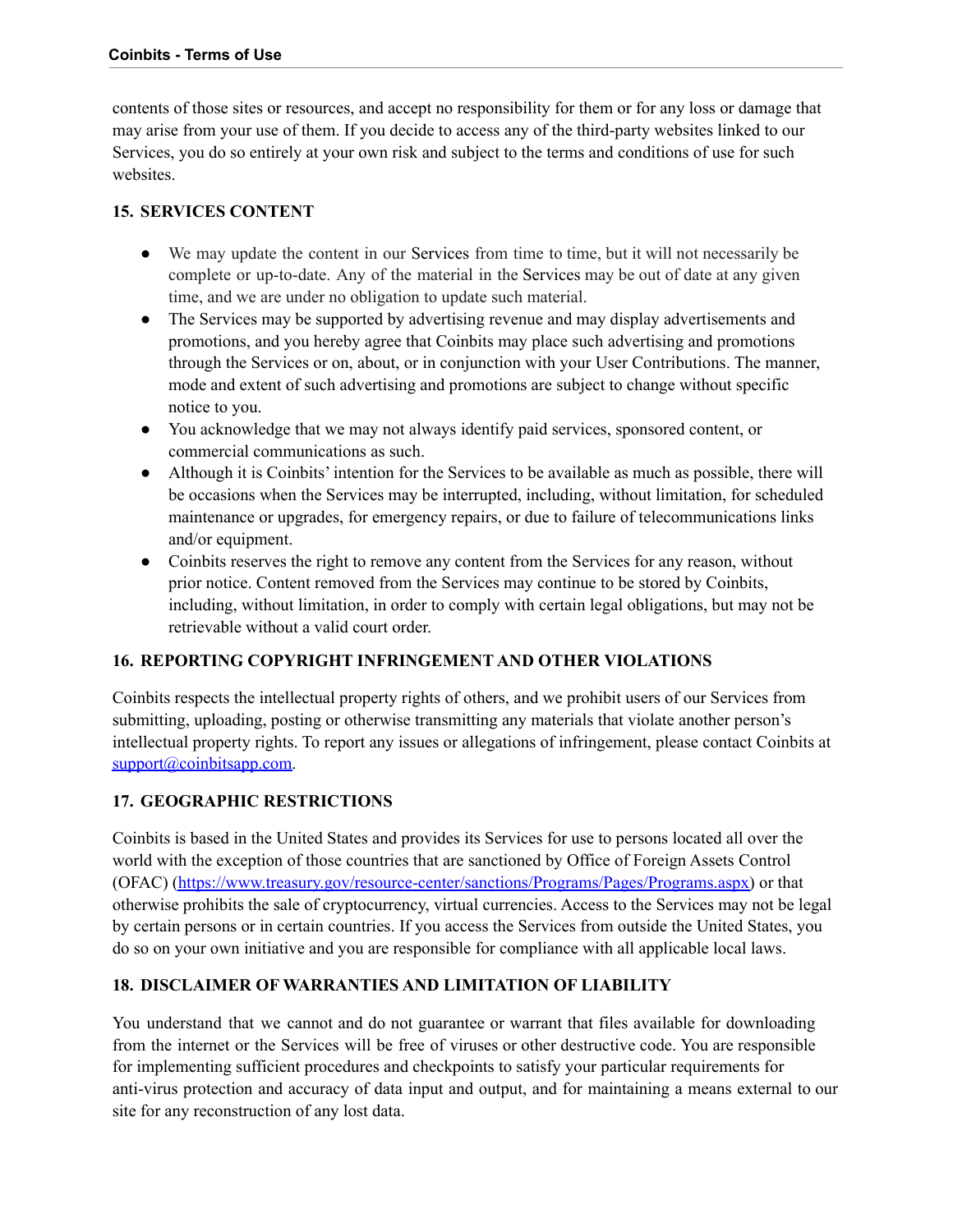contents of those sites or resources, and accept no responsibility for them or for any loss or damage that may arise from your use of them. If you decide to access any of the third-party websites linked to our Services, you do so entirely at your own risk and subject to the terms and conditions of use for such websites.

## 15. SERVICES CONTENT

- We may update the content in our Services from time to time, but it will not necessarily be complete or up-to-date. Any of the material in the Services may be out of date at any given time, and we are under no obligation to update such material.
- The Services may be supported by advertising revenue and may display advertisements and promotions, and you hereby agree that Coinbits may place such advertising and promotions through the Services or on, about, or in conjunction with your User Contributions. The manner, mode and extent of such advertising and promotions are subject to change without specific notice to you.
- You acknowledge that we may not always identify paid services, sponsored content, or commercial communications as such.
- Although it is Coinbits' intention for the Services to be available as much as possible, there will be occasions when the Services may be interrupted, including, without limitation, for scheduled maintenance or upgrades, for emergency repairs, or due to failure of telecommunications links and/or equipment.
- Coinbits reserves the right to remove any content from the Services for any reason, without prior notice. Content removed from the Services may continue to be stored by Coinbits, including, without limitation, in order to comply with certain legal obligations, but may not be retrievable without a valid court order.

## 16. REPORTING COPYRIGHT INFRINGEMENT AND OTHER VIOLATIONS

Coinbits respects the intellectual property rights of others, and we prohibit users of our Services from submitting, uploading, posting or otherwise transmitting any materials that violate another person's intellectual property rights. To report any issues or allegations of infringement, please contact Coinbits at [support@coinbitsapp.com](mailto:support@coinbitsapp.com).

## 17. GEOGRAPHIC RESTRICTIONS

Coinbits is based in the United States and provides its Services for use to persons located all over the world with the exception of those countries that are sanctioned by Office of Foreign Assets Control (OFAC) ([https://www.treasury.gov/resource-center/sanctions/Programs/Pages/Programs.aspx](https://www.treasury.gov/resource-center/sanctions/Programs/Pages/Programs.aspx)) or that otherwise prohibits the sale of cryptocurrency, virtual currencies. Access to the Services may not be legal by certain persons or in certain countries. If you access the Services from outside the United States, you do so on your own initiative and you are responsible for compliance with all applicable local laws.

## 18. DISCLAIMER OF WARRANTIES AND LIMITATION OF LIABILITY

You understand that we cannot and do not guarantee or warrant that files available for downloading from the internet or the Services will be free of viruses or other destructive code. You are responsible for implementing sufficient procedures and checkpoints to satisfy your particular requirements for anti-virus protection and accuracy of data input and output, and for maintaining a means external to our site for any reconstruction of any lost data.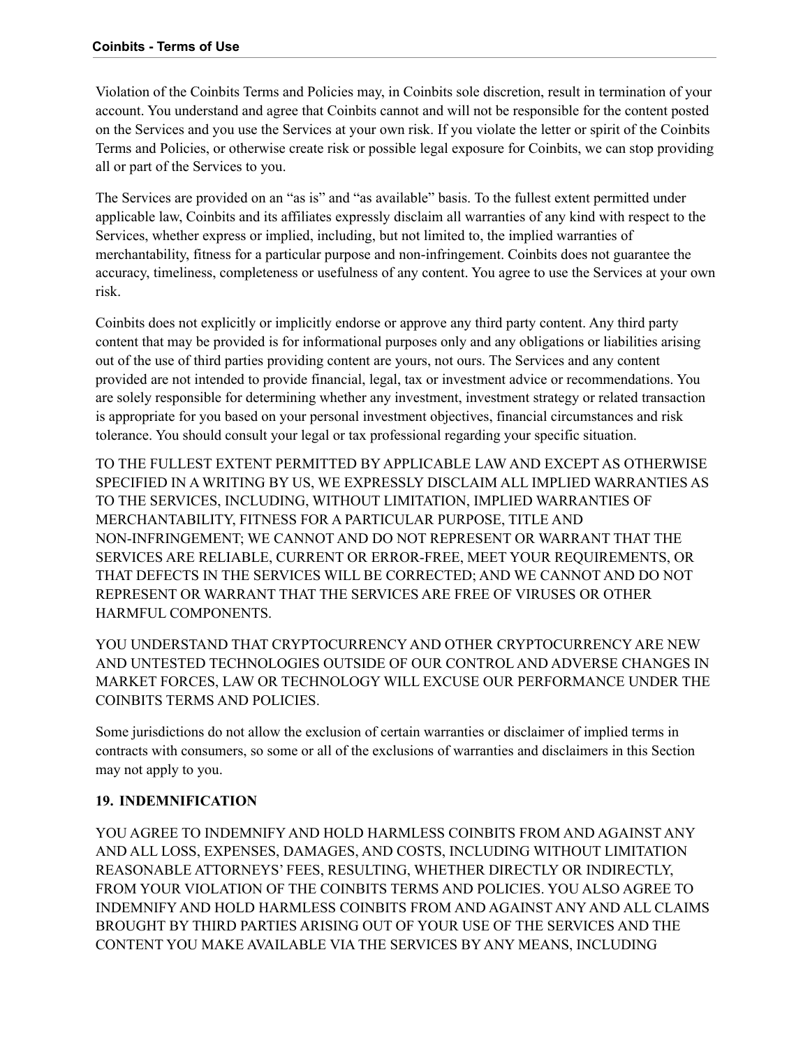Violation of the Coinbits Terms and Policies may, in Coinbits sole discretion, result in termination of your account. You understand and agree that Coinbits cannot and will not be responsible for the content posted on the Services and you use the Services at your own risk. If you violate the letter or spirit of the Coinbits Terms and Policies, or otherwise create risk or possible legal exposure for Coinbits, we can stop providing all or part of the Services to you.

The Services are provided on an "as is" and "as available" basis. To the fullest extent permitted under applicable law, Coinbits and its affiliates expressly disclaim all warranties of any kind with respect to the Services, whether express or implied, including, but not limited to, the implied warranties of merchantability, fitness for a particular purpose and non-infringement. Coinbits does not guarantee the accuracy, timeliness, completeness or usefulness of any content. You agree to use the Services at your own risk.

Coinbits does not explicitly or implicitly endorse or approve any third party content. Any third party content that may be provided is for informational purposes only and any obligations or liabilities arising out of the use of third parties providing content are yours, not ours. The Services and any content provided are not intended to provide financial, legal, tax or investment advice or recommendations. You are solely responsible for determining whether any investment, investment strategy or related transaction is appropriate for you based on your personal investment objectives, financial circumstances and risk tolerance. You should consult your legal or tax professional regarding your specific situation.

TO THE FULLEST EXTENT PERMITTED BY APPLICABLE LAW AND EXCEPT AS OTHERWISE SPECIFIED IN A WRITING BY US, WE EXPRESSLY DISCLAIM ALL IMPLIED WARRANTIES AS TO THE SERVICES, INCLUDING, WITHOUT LIMITATION, IMPLIED WARRANTIES OF MERCHANTABILITY, FITNESS FOR A PARTICULAR PURPOSE, TITLE AND NON-INFRINGEMENT; WE CANNOT AND DO NOT REPRESENT OR WARRANT THAT THE SERVICES ARE RELIABLE, CURRENT OR ERROR-FREE, MEET YOUR REQUIREMENTS, OR THAT DEFECTS IN THE SERVICES WILL BE CORRECTED; AND WE CANNOT AND DO NOT REPRESENT OR WARRANT THAT THE SERVICES ARE FREE OF VIRUSES OR OTHER HARMFUL COMPONENTS.

YOU UNDERSTAND THAT CRYPTOCURRENCY AND OTHER CRYPTOCURRENCY ARE NEW AND UNTESTED TECHNOLOGIES OUTSIDE OF OUR CONTROL AND ADVERSE CHANGES IN MARKET FORCES, LAW OR TECHNOLOGY WILL EXCUSE OUR PERFORMANCE UNDER THE COINBITS TERMS AND POLICIES.

Some jurisdictions do not allow the exclusion of certain warranties or disclaimer of implied terms in contracts with consumers, so some or all of the exclusions of warranties and disclaimers in this Section may not apply to you.

## 19. INDEMNIFICATION

YOU AGREE TO INDEMNIFY AND HOLD HARMLESS COINBITS FROM AND AGAINST ANY AND ALL LOSS, EXPENSES, DAMAGES, AND COSTS, INCLUDING WITHOUT LIMITATION REASONABLE ATTORNEYS' FEES, RESULTING, WHETHER DIRECTLY OR INDIRECTLY, FROM YOUR VIOLATION OF THE COINBITS TERMS AND POLICIES. YOU ALSO AGREE TO INDEMNIFY AND HOLD HARMLESS COINBITS FROM AND AGAINST ANY AND ALL CLAIMS BROUGHT BY THIRD PARTIES ARISING OUT OF YOUR USE OF THE SERVICES AND THE CONTENT YOU MAKE AVAILABLE VIA THE SERVICES BY ANY MEANS, INCLUDING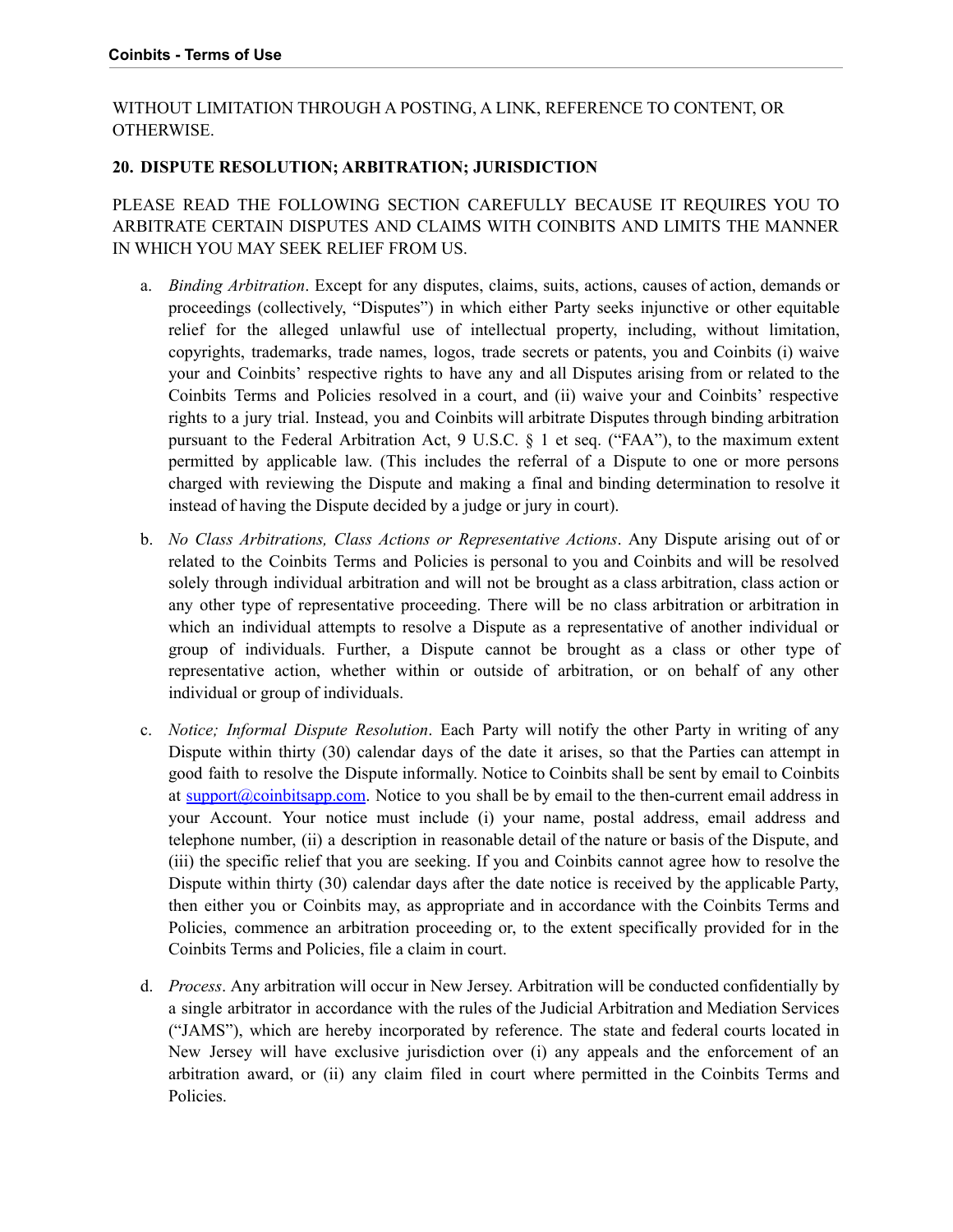WITHOUT LIMITATION THROUGH A POSTING, A LINK, REFERENCE TO CONTENT, OR OTHERWISE.

## 20. DISPUTE RESOLUTION; ARBITRATION; JURISDICTION

PLEASE READ THE FOLLOWING SECTION CAREFULLY BECAUSE IT REQUIRES YOU TO ARBITRATE CERTAIN DISPUTES AND CLAIMS WITH COINBITS AND LIMITS THE MANNER IN WHICH YOU MAY SEEK RELIEF FROM US.

a. *Binding Arbitration*. Except for any disputes, claims, suits, actions, causes of action, demands or proceedings (collectively, "Disputes") in which either Party seeks injunctive or other equitable relief for the alleged unlawful use of intellectual property, including, without limitation, copyrights, trademarks, trade names, logos, trade secrets or patents, you and Coinbits (i) waive your and Coinbits' respective rights to have any and all Disputes arising from or related to the Coinbits Terms and Policies resolved in a court, and (ii) waive your and Coinbits' respective rights to a jury trial. Instead, you and Coinbits will arbitrate Disputes through binding arbitration pursuant to the Federal Arbitration Act, 9 U.S.C. § 1 et seq. ("FAA"), to the maximum extent permitted by applicable law. (This includes the referral of a Dispute to one or more persons charged with reviewing the Dispute and making a final and binding determination to resolve it instead of having the Dispute decided by a judge or jury in court).

b. *No Class Arbitrations, Class Actions or Representative Actions*. Any Dispute arising out of or related to the Coinbits Terms and Policies is personal to you and Coinbits and will be resolved solely through individual arbitration and will not be brought as a class arbitration, class action or any other type of representative proceeding. There will be no class arbitration or arbitration in which an individual attempts to resolve a Dispute as a representative of another individual or group of individuals. Further, a Dispute cannot be brought as a class or other type of representative action, whether within or outside of arbitration, or on behalf of any other individual or group of individuals.

c. *Notice; Informal Dispute Resolution*. Each Party will notify the other Party in writing of any Dispute within thirty (30) calendar days of the date it arises, so that the Parties can attempt in good faith to resolve the Dispute informally. Notice to Coinbits shall be sent by email to Coinbits at support@coinbitsapp.com. Notice to you shall be by email to the then-current email address in your Account. Your notice must include (i) your name, postal address, email address and telephone number, (ii) a description in reasonable detail of the nature or basis of the Dispute, and (iii) the specific relief that you are seeking. If you and Coinbits cannot agree how to resolve the Dispute within thirty (30) calendar days after the date notice is received by the applicable Party, then either you or Coinbits may, as appropriate and in accordance with the Coinbits Terms and Policies, commence an arbitration proceeding or, to the extent specifically provided for in the Coinbits Terms and Policies, file a claim in court.

d. *Process*. Any arbitration will occur in New Jersey. Arbitration will be conducted confidentially by a single arbitrator in accordance with the rules of the Judicial Arbitration and Mediation Services ("JAMS"), which are hereby incorporated by reference. The state and federal courts located in New Jersey will have exclusive jurisdiction over (i) any appeals and the enforcement of an arbitration award, or (ii) any claim filed in court where permitted in the Coinbits Terms and Policies.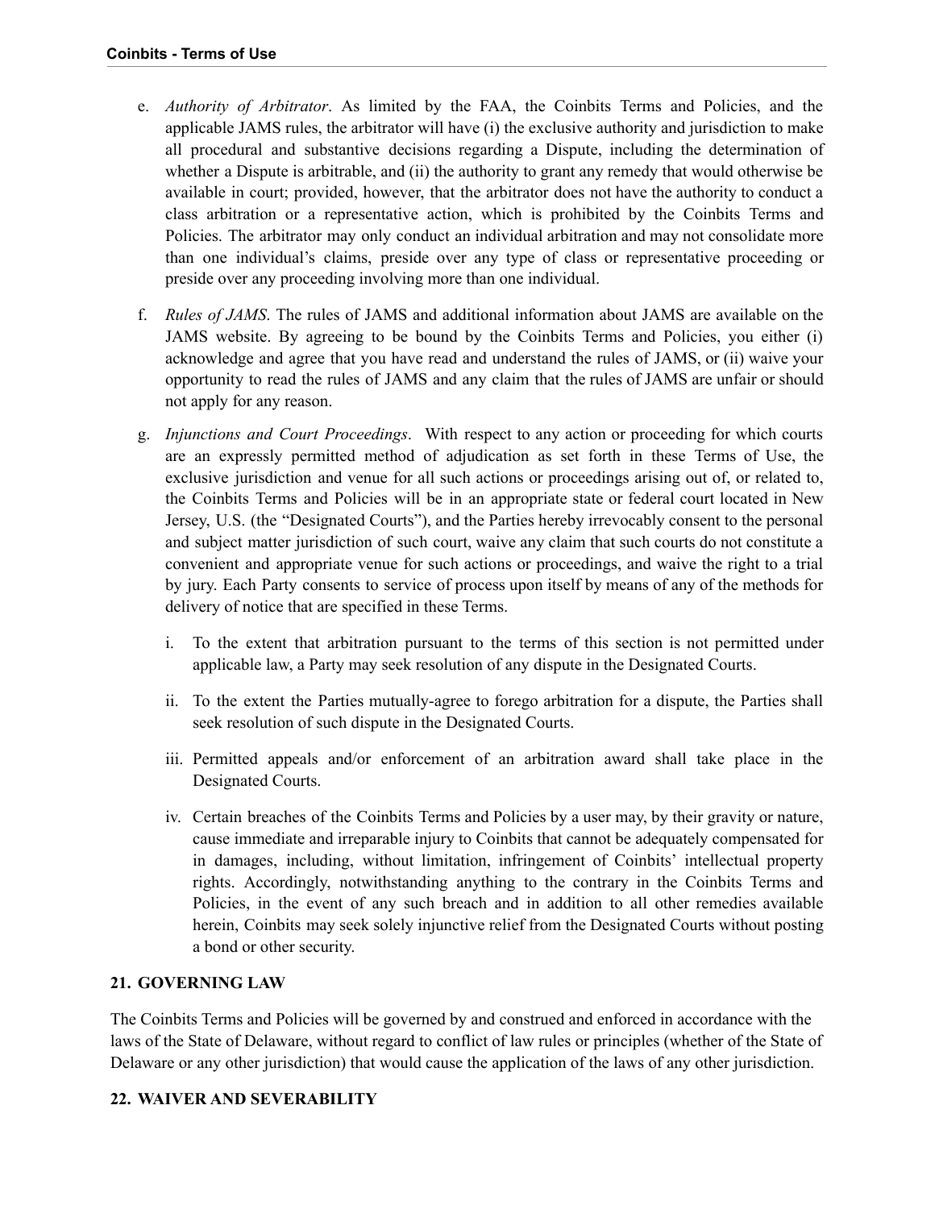e. *Authority of Arbitrator*. As limited by the FAA, the Coinbits Terms and Policies, and the applicable JAMS rules, the arbitrator will have (i) the exclusive authority and jurisdiction to make all procedural and substantive decisions regarding a Dispute, including the determination of whether a Dispute is arbitrable, and (ii) the authority to grant any remedy that would otherwise be available in court; provided, however, that the arbitrator does not have the authority to conduct a class arbitration or a representative action, which is prohibited by the Coinbits Terms and Policies. The arbitrator may only conduct an individual arbitration and may not consolidate more than one individual's claims, preside over any type of class or representative proceeding or preside over any proceeding involving more than one individual.

f. *Rules of JAMS*. The rules of JAMS and additional information about JAMS are available on the JAMS website. By agreeing to be bound by the Coinbits Terms and Policies, you either (i) acknowledge and agree that you have read and understand the rules of JAMS, or (ii) waive your opportunity to read the rules of JAMS and any claim that the rules of JAMS are unfair or should not apply for any reason.

g. *Injunctions and Court Proceedings*. With respect to any action or proceeding for which courts are an expressly permitted method of adjudication as set forth in these Terms of Use, the exclusive jurisdiction and venue for all such actions or proceedings arising out of, or related to, the Coinbits Terms and Policies will be in an appropriate state or federal court located in New Jersey, U.S. (the "Designated Courts"), and the Parties hereby irrevocably consent to the personal and subject matter jurisdiction of such court, waive any claim that such courts do not constitute a convenient and appropriate venue for such actions or proceedings, and waive the right to a trial by jury. Each Party consents to service of process upon itself by means of any of the methods for delivery of notice that are specified in these Terms.

   i. To the extent that arbitration pursuant to the terms of this section is not permitted under applicable law, a Party may seek resolution of any dispute in the Designated Courts.

   ii. To the extent the Parties mutually-agree to forego arbitration for a dispute, the Parties shall seek resolution of such dispute in the Designated Courts.

   iii. Permitted appeals and/or enforcement of an arbitration award shall take place in the Designated Courts.

   iv. Certain breaches of the Coinbits Terms and Policies by a user may, by their gravity or nature, cause immediate and irreparable injury to Coinbits that cannot be adequately compensated for in damages, including, without limitation, infringement of Coinbits' intellectual property rights. Accordingly, notwithstanding anything to the contrary in the Coinbits Terms and Policies, in the event of any such breach and in addition to all other remedies available herein, Coinbits may seek solely injunctive relief from the Designated Courts without posting a bond or other security.

## 21. GOVERNING LAW

The Coinbits Terms and Policies will be governed by and construed and enforced in accordance with the laws of the State of Delaware, without regard to conflict of law rules or principles (whether of the State of Delaware or any other jurisdiction) that would cause the application of the laws of any other jurisdiction.

## 22. WAIVER AND SEVERABILITY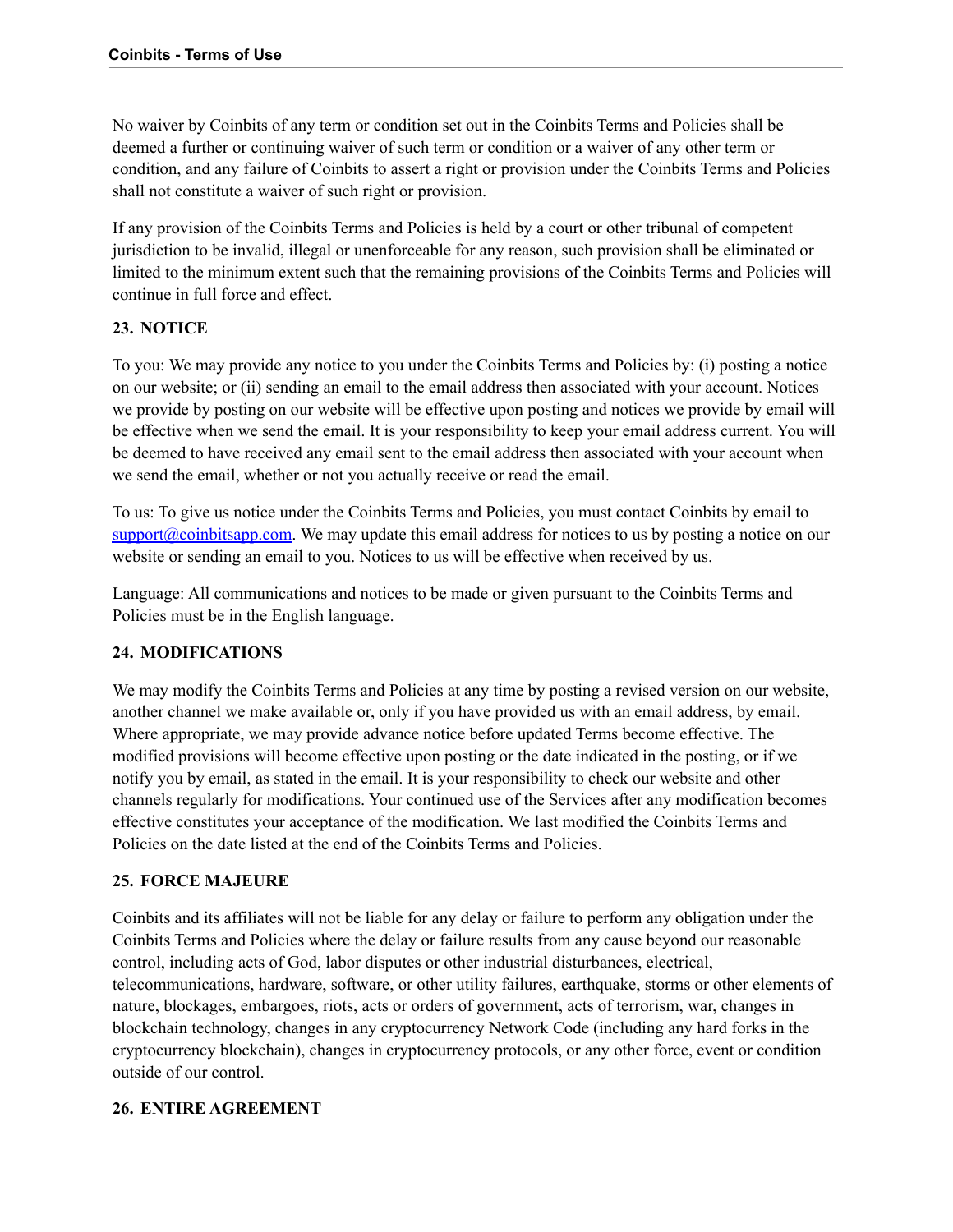No waiver by Coinbits of any term or condition set out in the Coinbits Terms and Policies shall be deemed a further or continuing waiver of such term or condition or a waiver of any other term or condition, and any failure of Coinbits to assert a right or provision under the Coinbits Terms and Policies shall not constitute a waiver of such right or provision.

If any provision of the Coinbits Terms and Policies is held by a court or other tribunal of competent jurisdiction to be invalid, illegal or unenforceable for any reason, such provision shall be eliminated or limited to the minimum extent such that the remaining provisions of the Coinbits Terms and Policies will continue in full force and effect.

### 23. NOTICE

To you: We may provide any notice to you under the Coinbits Terms and Policies by: (i) posting a notice on our website; or (ii) sending an email to the email address then associated with your account. Notices we provide by posting on our website will be effective upon posting and notices we provide by email will be effective when we send the email. It is your responsibility to keep your email address current. You will be deemed to have received any email sent to the email address then associated with your account when we send the email, whether or not you actually receive or read the email.

To us: To give us notice under the Coinbits Terms and Policies, you must contact Coinbits by email to [support@coinbitsapp.com](mailto:support@coinbitsapp.com). We may update this email address for notices to us by posting a notice on our website or sending an email to you. Notices to us will be effective when received by us.

Language: All communications and notices to be made or given pursuant to the Coinbits Terms and Policies must be in the English language.

### 24. MODIFICATIONS

We may modify the Coinbits Terms and Policies at any time by posting a revised version on our website, another channel we make available or, only if you have provided us with an email address, by email. Where appropriate, we may provide advance notice before updated Terms become effective. The modified provisions will become effective upon posting or the date indicated in the posting, or if we notify you by email, as stated in the email. It is your responsibility to check our website and other channels regularly for modifications. Your continued use of the Services after any modification becomes effective constitutes your acceptance of the modification. We last modified the Coinbits Terms and Policies on the date listed at the end of the Coinbits Terms and Policies.

### 25. FORCE MAJEURE

Coinbits and its affiliates will not be liable for any delay or failure to perform any obligation under the Coinbits Terms and Policies where the delay or failure results from any cause beyond our reasonable control, including acts of God, labor disputes or other industrial disturbances, electrical, telecommunications, hardware, software, or other utility failures, earthquake, storms or other elements of nature, blockages, embargoes, riots, acts or orders of government, acts of terrorism, war, changes in blockchain technology, changes in any cryptocurrency Network Code (including any hard forks in the cryptocurrency blockchain), changes in cryptocurrency protocols, or any other force, event or condition outside of our control.

### 26. ENTIRE AGREEMENT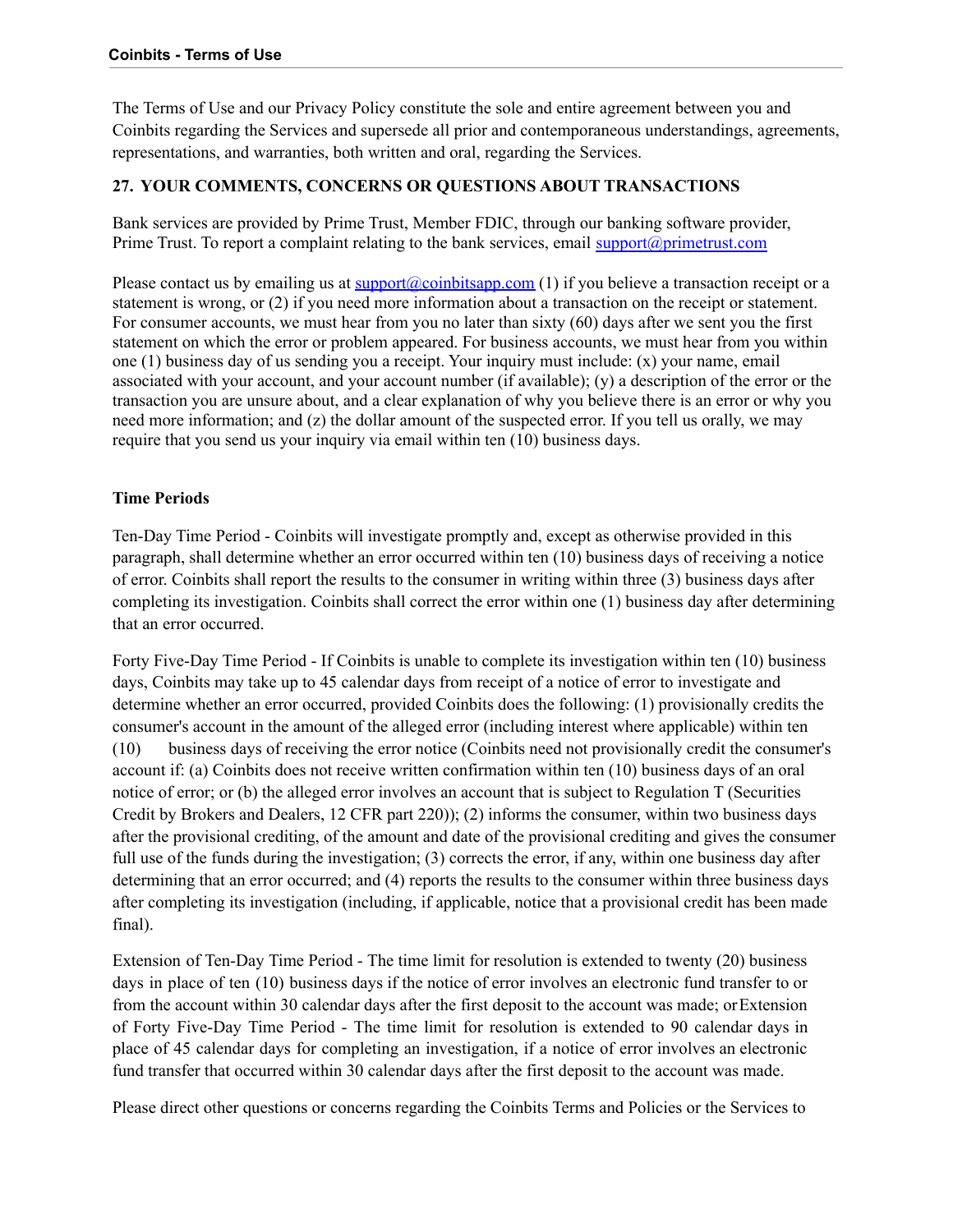The Terms of Use and our Privacy Policy constitute the sole and entire agreement between you and Coinbits regarding the Services and supersede all prior and contemporaneous understandings, agreements, representations, and warranties, both written and oral, regarding the Services.

## 27. YOUR COMMENTS, CONCERNS OR QUESTIONS ABOUT TRANSACTIONS

Bank services are provided by Prime Trust, Member FDIC, through our banking software provider, Prime Trust. To report a complaint relating to the bank services, email support@primetrust.com

Please contact us by emailing us at support@coinbitsapp.com (1) if you believe a transaction receipt or a statement is wrong, or (2) if you need more information about a transaction on the receipt or statement. For consumer accounts, we must hear from you no later than sixty (60) days after we sent you the first statement on which the error or problem appeared. For business accounts, we must hear from you within one (1) business day of us sending you a receipt. Your inquiry must include: (x) your name, email associated with your account, and your account number (if available); (y) a description of the error or the transaction you are unsure about, and a clear explanation of why you believe there is an error or why you need more information; and (z) the dollar amount of the suspected error. If you tell us orally, we may require that you send us your inquiry via email within ten (10) business days.

**Time Periods**

Ten-Day Time Period - Coinbits will investigate promptly and, except as otherwise provided in this paragraph, shall determine whether an error occurred within ten (10) business days of receiving a notice of error. Coinbits shall report the results to the consumer in writing within three (3) business days after completing its investigation. Coinbits shall correct the error within one (1) business day after determining that an error occurred.

Forty Five-Day Time Period - If Coinbits is unable to complete its investigation within ten (10) business days, Coinbits may take up to 45 calendar days from receipt of a notice of error to investigate and determine whether an error occurred, provided Coinbits does the following: (1) provisionally credits the consumer's account in the amount of the alleged error (including interest where applicable) within ten (10) business days of receiving the error notice (Coinbits need not provisionally credit the consumer's account if: (a) Coinbits does not receive written confirmation within ten (10) business days of an oral notice of error; or (b) the alleged error involves an account that is subject to Regulation T (Securities Credit by Brokers and Dealers, 12 CFR part 220)); (2) informs the consumer, within two business days after the provisional crediting, of the amount and date of the provisional crediting and gives the consumer full use of the funds during the investigation; (3) corrects the error, if any, within one business day after determining that an error occurred; and (4) reports the results to the consumer within three business days after completing its investigation (including, if applicable, notice that a provisional credit has been made final).

Extension of Ten-Day Time Period - The time limit for resolution is extended to twenty (20) business days in place of ten (10) business days if the notice of error involves an electronic fund transfer to or from the account within 30 calendar days after the first deposit to the account was made; or Extension of Forty Five-Day Time Period - The time limit for resolution is extended to 90 calendar days in place of 45 calendar days for completing an investigation, if a notice of error involves an electronic fund transfer that occurred within 30 calendar days after the first deposit to the account was made.

Please direct other questions or concerns regarding the Coinbits Terms and Policies or the Services to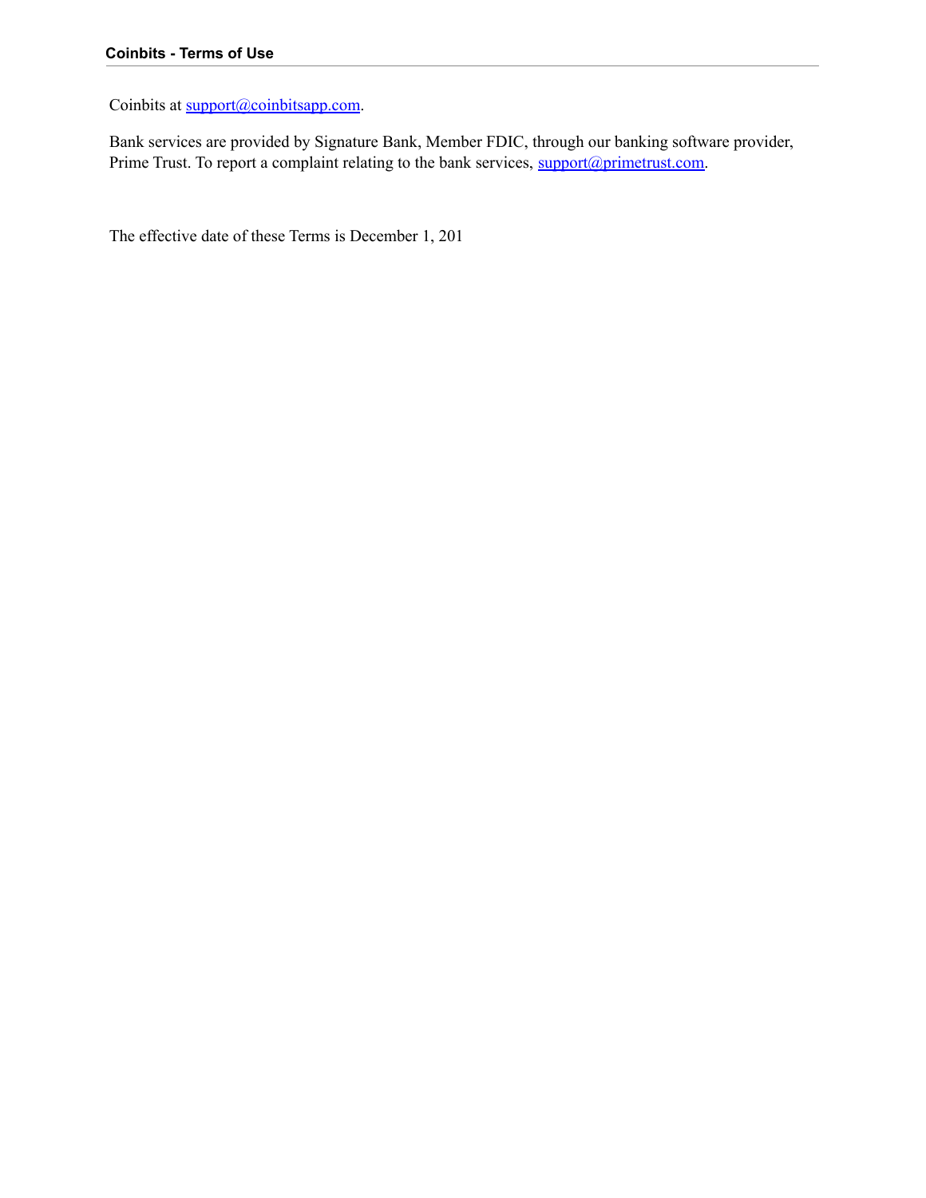Coinbits at support@coinbitsapp.com.

Bank services are provided by Signature Bank, Member FDIC, through our banking software provider, Prime Trust. To report a complaint relating to the bank services, support@primetrust.com.

The effective date of these Terms is December 1, 201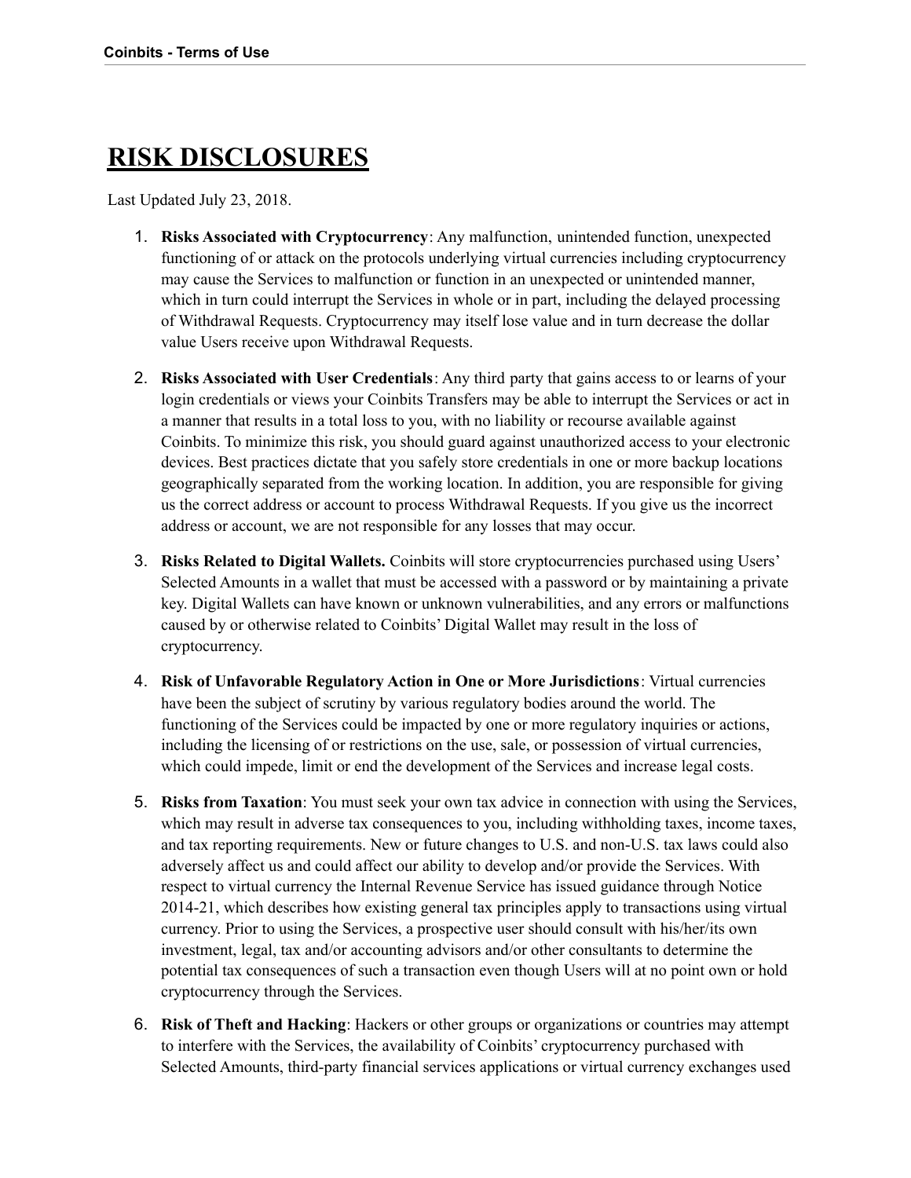# RISK DISCLOSURES

Last Updated July 23, 2018.

1. **Risks Associated with Cryptocurrency**: Any malfunction, unintended function, unexpected functioning of or attack on the protocols underlying virtual currencies including cryptocurrency may cause the Services to malfunction or function in an unexpected or unintended manner, which in turn could interrupt the Services in whole or in part, including the delayed processing of Withdrawal Requests. Cryptocurrency may itself lose value and in turn decrease the dollar value Users receive upon Withdrawal Requests.

2. **Risks Associated with User Credentials**: Any third party that gains access to or learns of your login credentials or views your Coinbits Transfers may be able to interrupt the Services or act in a manner that results in a total loss to you, with no liability or recourse available against Coinbits. To minimize this risk, you should guard against unauthorized access to your electronic devices. Best practices dictate that you safely store credentials in one or more backup locations geographically separated from the working location. In addition, you are responsible for giving us the correct address or account to process Withdrawal Requests. If you give us the incorrect address or account, we are not responsible for any losses that may occur.

3. **Risks Related to Digital Wallets.** Coinbits will store cryptocurrencies purchased using Users' Selected Amounts in a wallet that must be accessed with a password or by maintaining a private key. Digital Wallets can have known or unknown vulnerabilities, and any errors or malfunctions caused by or otherwise related to Coinbits' Digital Wallet may result in the loss of cryptocurrency.

4. **Risk of Unfavorable Regulatory Action in One or More Jurisdictions**: Virtual currencies have been the subject of scrutiny by various regulatory bodies around the world. The functioning of the Services could be impacted by one or more regulatory inquiries or actions, including the licensing of or restrictions on the use, sale, or possession of virtual currencies, which could impede, limit or end the development of the Services and increase legal costs.

5. **Risks from Taxation**: You must seek your own tax advice in connection with using the Services, which may result in adverse tax consequences to you, including withholding taxes, income taxes, and tax reporting requirements. New or future changes to U.S. and non-U.S. tax laws could also adversely affect us and could affect our ability to develop and/or provide the Services. With respect to virtual currency the Internal Revenue Service has issued guidance through Notice 2014-21, which describes how existing general tax principles apply to transactions using virtual currency. Prior to using the Services, a prospective user should consult with his/her/its own investment, legal, tax and/or accounting advisors and/or other consultants to determine the potential tax consequences of such a transaction even though Users will at no point own or hold cryptocurrency through the Services.

6. **Risk of Theft and Hacking**: Hackers or other groups or organizations or countries may attempt to interfere with the Services, the availability of Coinbits' cryptocurrency purchased with Selected Amounts, third-party financial services applications or virtual currency exchanges used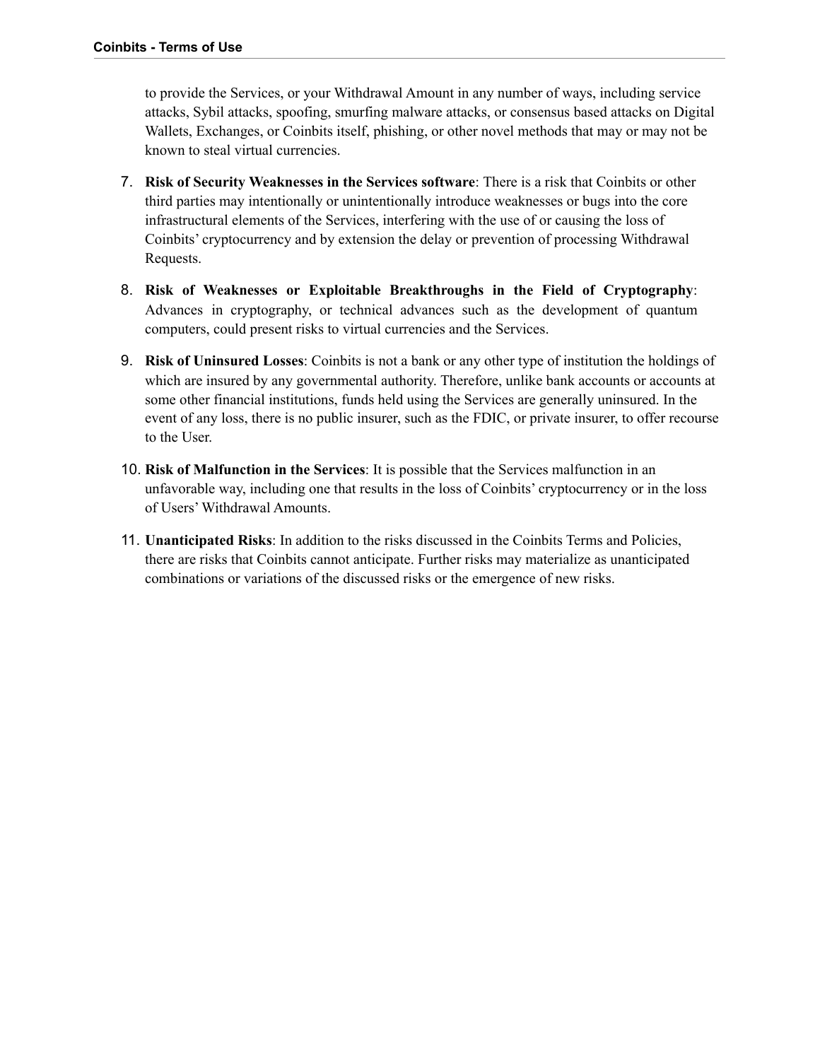to provide the Services, or your Withdrawal Amount in any number of ways, including service attacks, Sybil attacks, spoofing, smurfing malware attacks, or consensus based attacks on Digital Wallets, Exchanges, or Coinbits itself, phishing, or other novel methods that may or may not be known to steal virtual currencies.

7. **Risk of Security Weaknesses in the Services software**: There is a risk that Coinbits or other third parties may intentionally or unintentionally introduce weaknesses or bugs into the core infrastructural elements of the Services, interfering with the use of or causing the loss of Coinbits' cryptocurrency and by extension the delay or prevention of processing Withdrawal Requests.
8. **Risk of Weaknesses or Exploitable Breakthroughs in the Field of Cryptography**: Advances in cryptography, or technical advances such as the development of quantum computers, could present risks to virtual currencies and the Services.
9. **Risk of Uninsured Losses**: Coinbits is not a bank or any other type of institution the holdings of which are insured by any governmental authority. Therefore, unlike bank accounts or accounts at some other financial institutions, funds held using the Services are generally uninsured. In the event of any loss, there is no public insurer, such as the FDIC, or private insurer, to offer recourse to the User.
10. **Risk of Malfunction in the Services**: It is possible that the Services malfunction in an unfavorable way, including one that results in the loss of Coinbits' cryptocurrency or in the loss of Users' Withdrawal Amounts.
11. **Unanticipated Risks**: In addition to the risks discussed in the Coinbits Terms and Policies, there are risks that Coinbits cannot anticipate. Further risks may materialize as unanticipated combinations or variations of the discussed risks or the emergence of new risks.